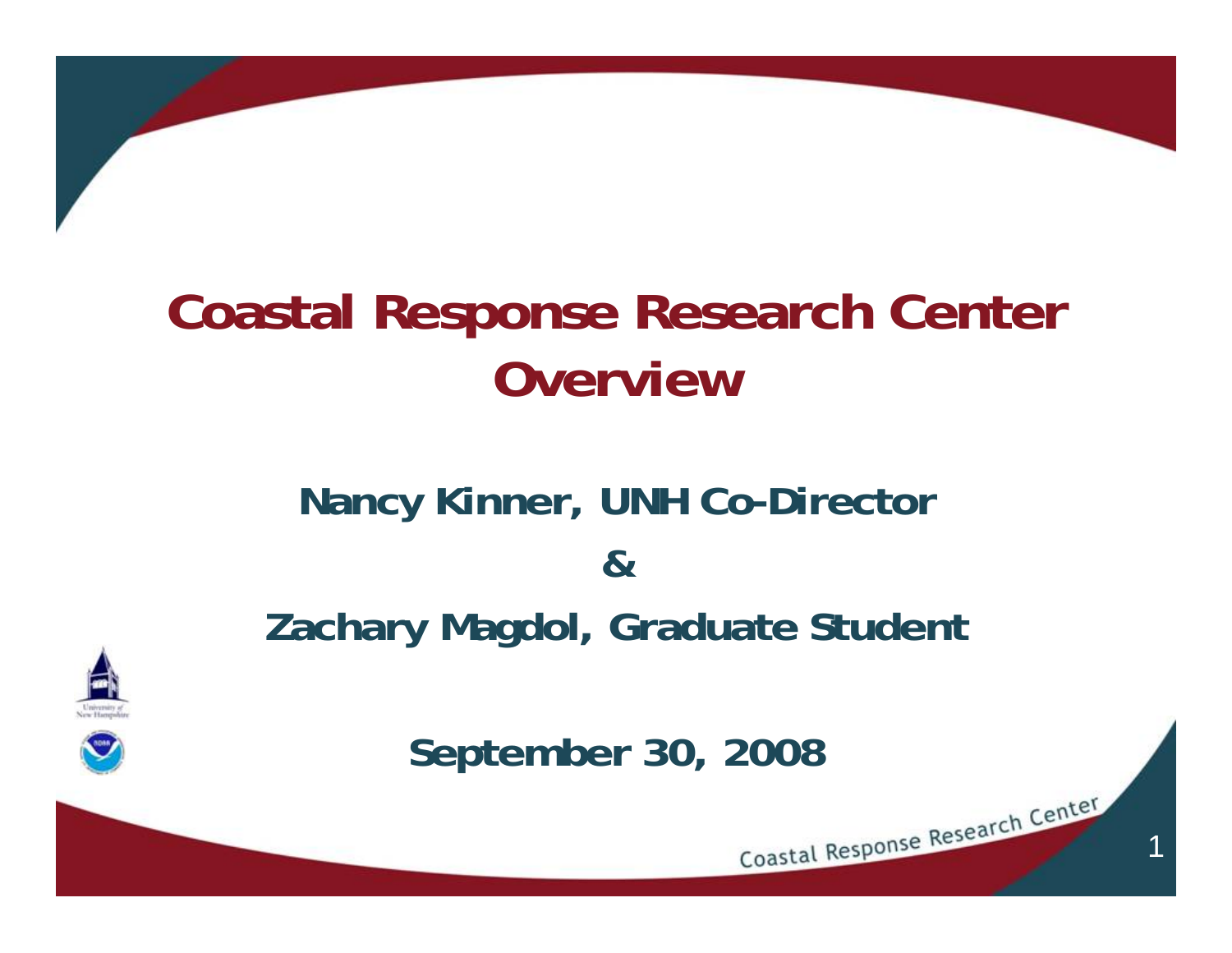# Coastal Response Research Center Overview

**Nancy Kinner, UNH Co-Director**

**&**

**Zachary Magdol, Graduate Student**

**September 30, 2008**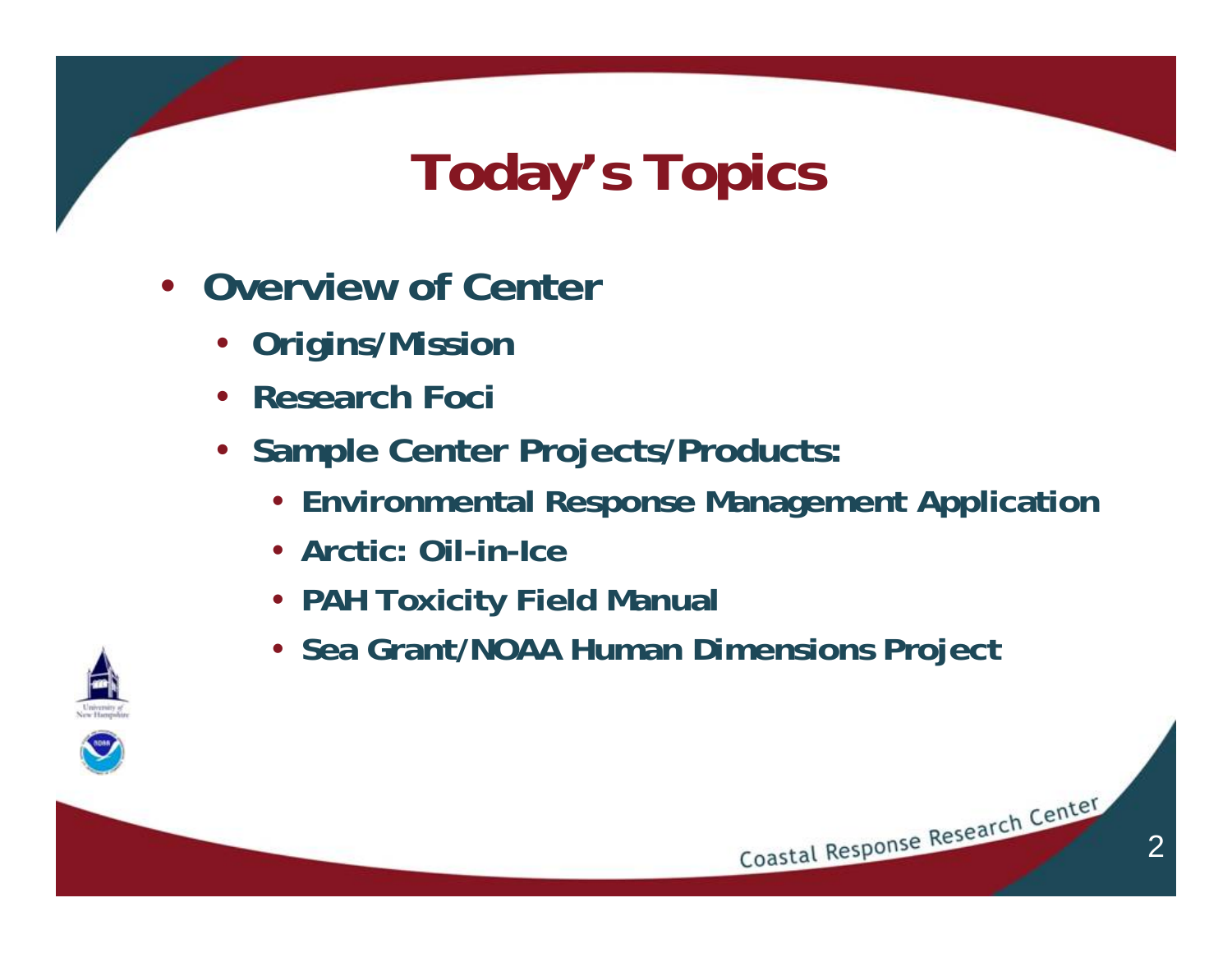# Today's Topics

- Overview of Center
  - Origins/Mission
  - Research Foci
  - Sample Center Projects/Products:
    - Environmental Response Management Application
    - Arctic: Oil-in-Ice
    - PAH Toxicity Field Manual
    - Sea Grant/NOAA Human Dimensions Project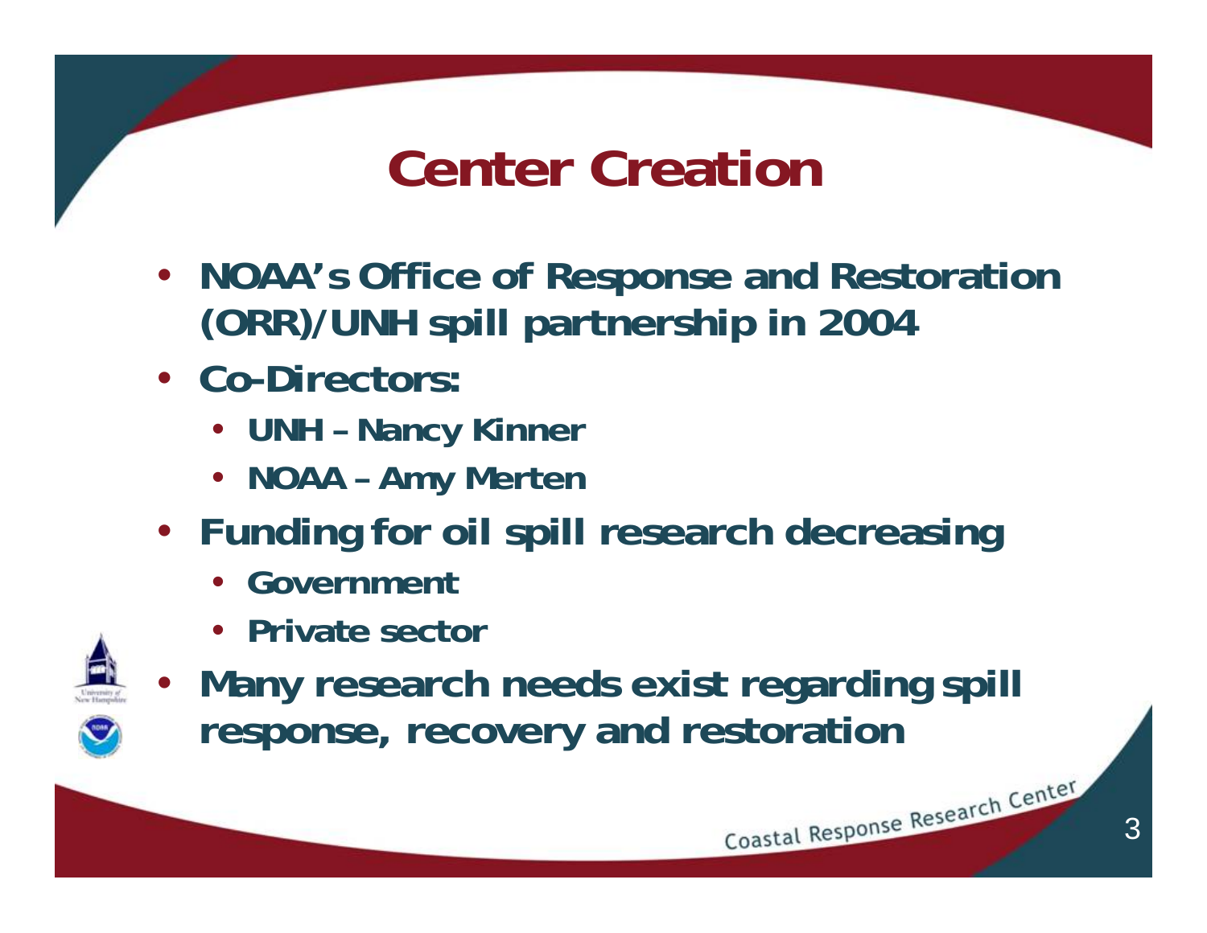# Center Creation

- NOAA's Office of Response and Restoration (ORR)/UNH spill partnership in 2004
- Co-Directors:
  - UNH – Nancy Kinner
  - NOAA – Amy Merten
- Funding for oil spill research decreasing
  - Government
  - Private sector
- Many research needs exist regarding spill response, recovery and restoration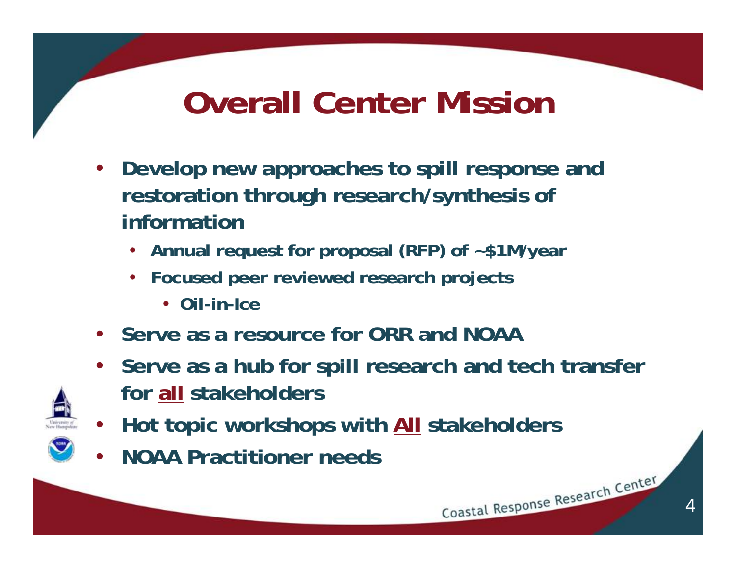# Overall Center Mission

- **Develop new approaches to spill response and restoration through research/synthesis of information**
  - **Annual request for proposal (RFP) of ~$1M/year**
  - **Focused peer reviewed research projects**
    - **Oil-in-Ice**
- **Serve as a resource for ORR and NOAA**
- **Serve as a hub for spill research and tech transfer for <u>all</u> stakeholders**
- **Hot topic workshops with <u>All</u> stakeholders**
- **NOAA Practitioner needs**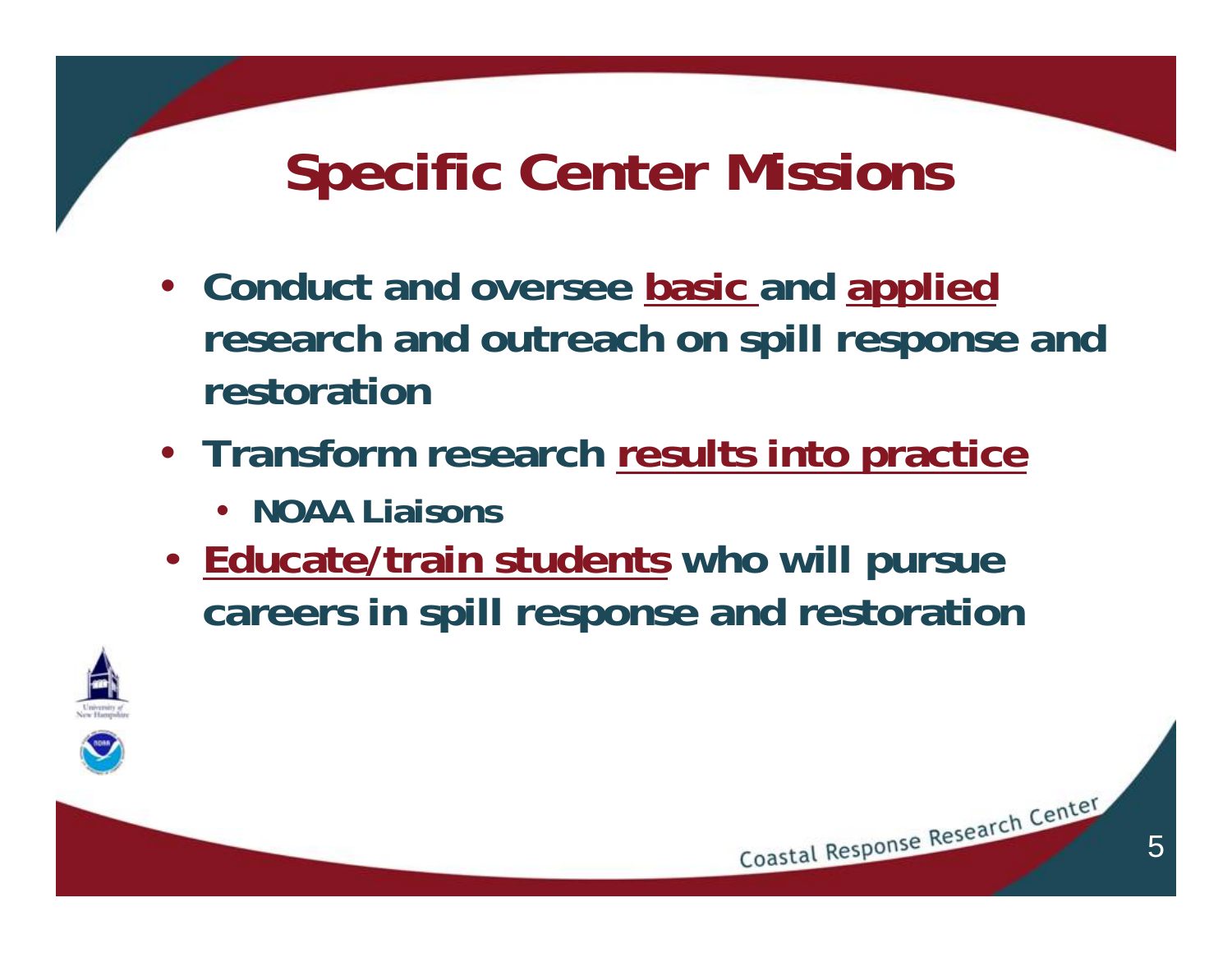# Specific Center Missions

- **Conduct and oversee basic and applied research and outreach on spill response and restoration**
- **Transform research results into practice**
  - **NOAA Liaisons**
- **Educate/train students who will pursue careers in spill response and restoration**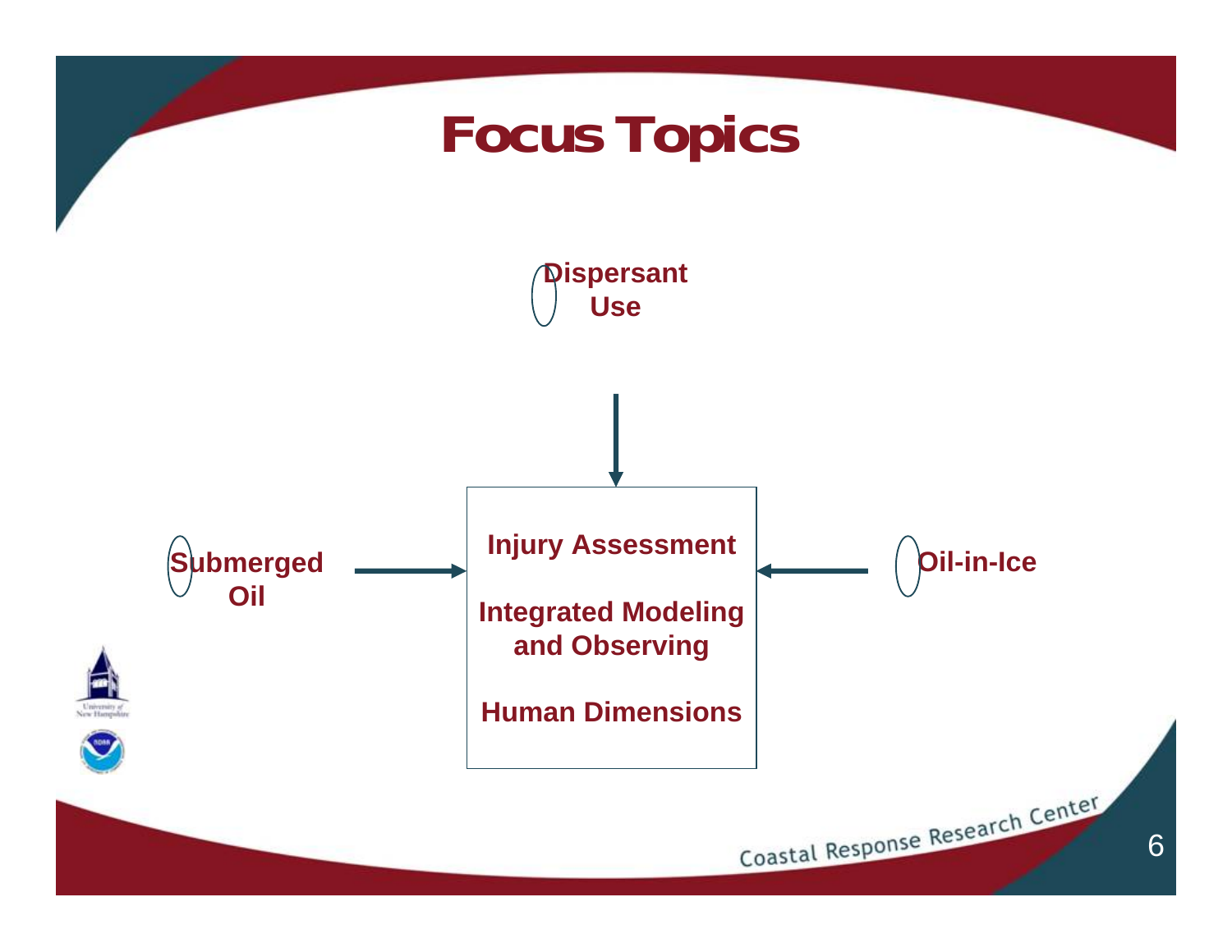# Focus Topics

Dispersant Use

Submerged Oil

Oil-in-Ice

Injury Assessment

Integrated Modeling and Observing

Human Dimensions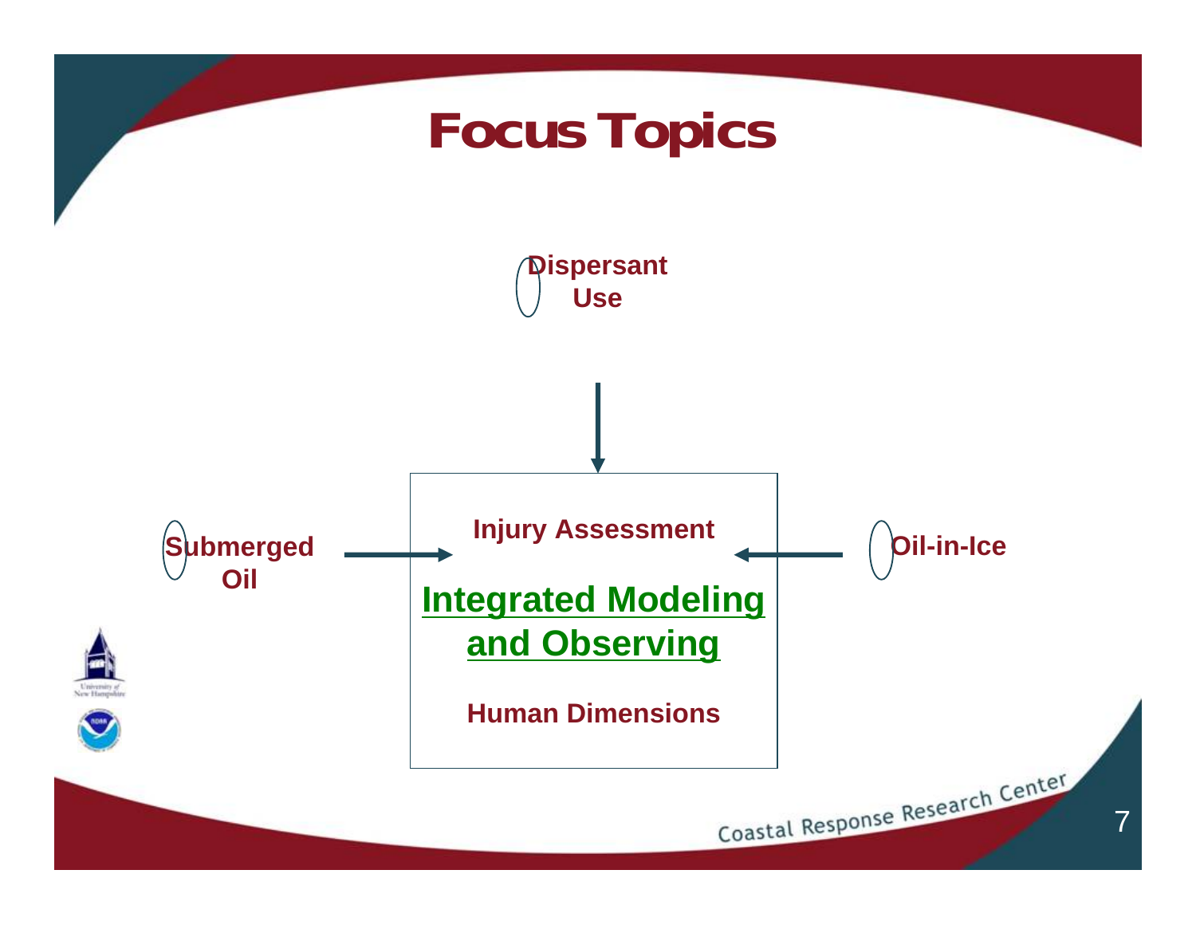# Focus Topics

Dispersant Use

Submerged Oil

Oil-in-Ice

Injury Assessment

**Integrated Modeling and Observing**

Human Dimensions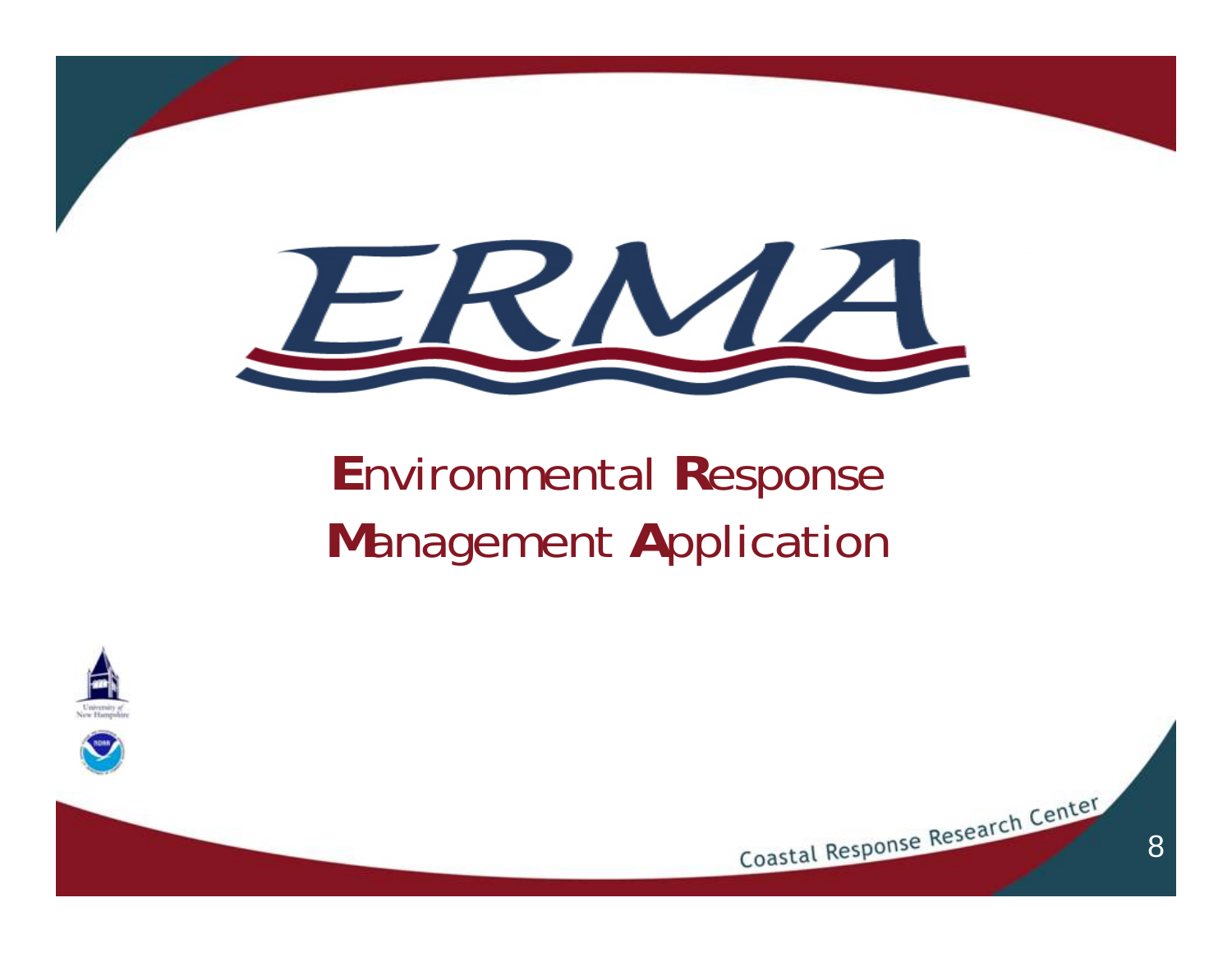# ERMA

**E**nvironmental **R**esponse **M**anagement **A**pplication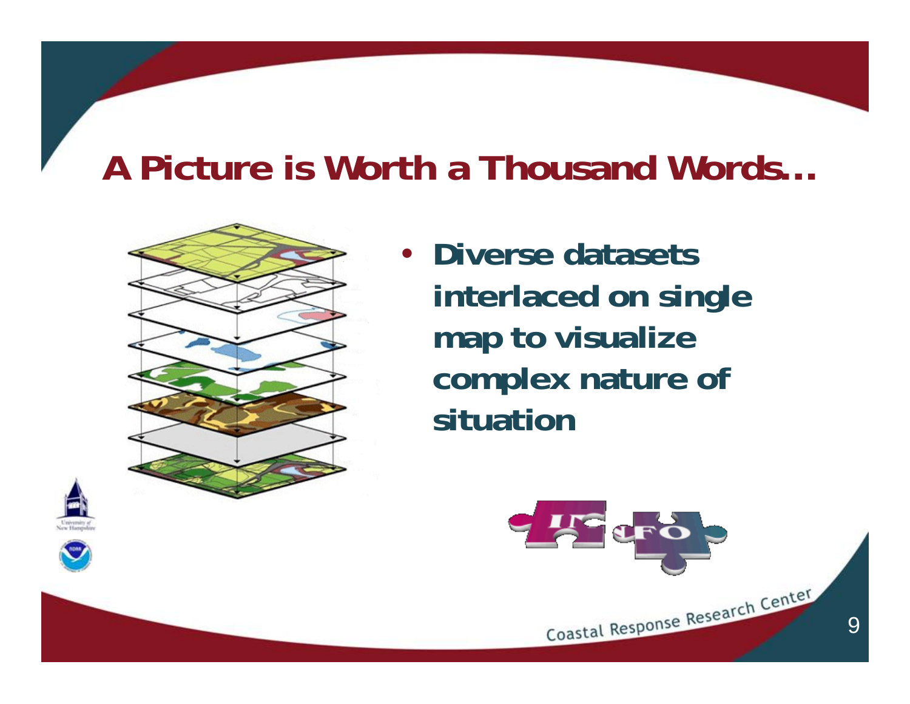# A Picture is Worth a Thousand Words…

- **Diverse datasets interlaced on single map to visualize complex nature of situation**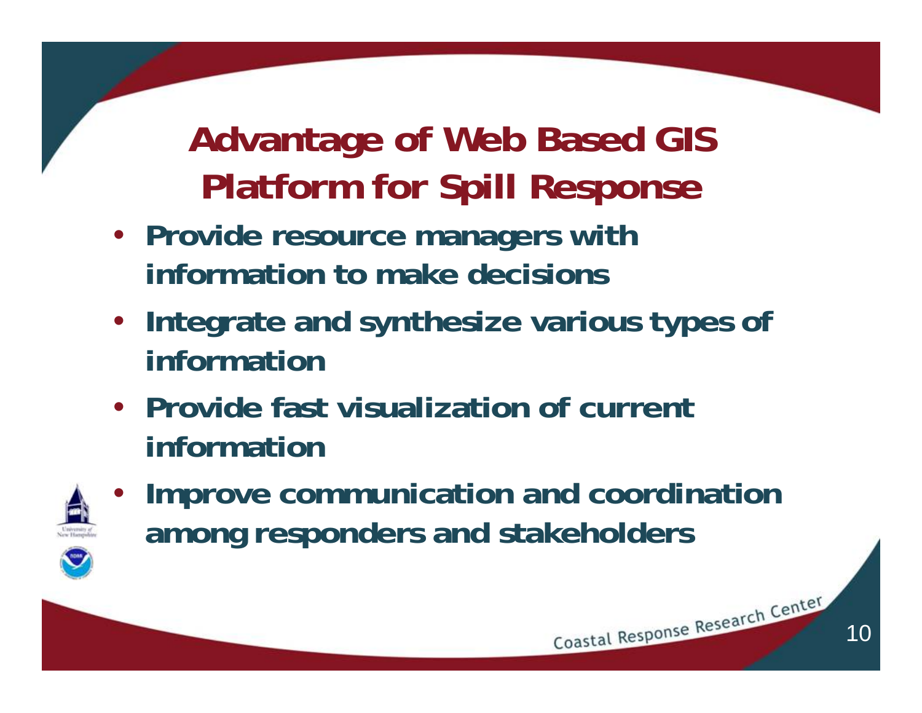# Advantage of Web Based GIS Platform for Spill Response

- **Provide resource managers with information to make decisions**
- **Integrate and synthesize various types of information**
- **Provide fast visualization of current information**
- **Improve communication and coordination among responders and stakeholders**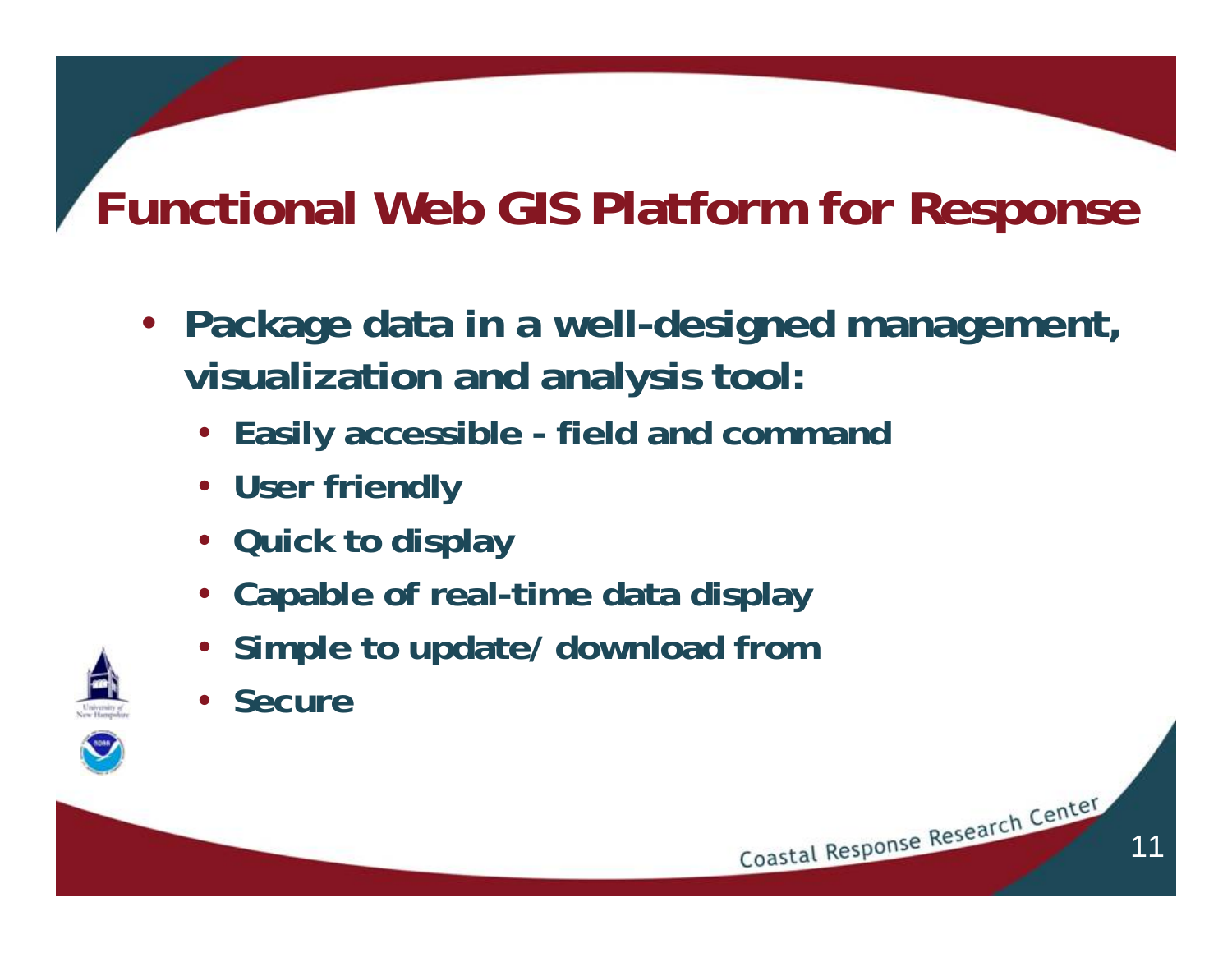# Functional Web GIS Platform for Response

- **Package data in a well-designed management, visualization and analysis tool:**
  - **Easily accessible - field and command**
  - **User friendly**
  - **Quick to display**
  - **Capable of real-time data display**
  - **Simple to update/ download from**
  - **Secure**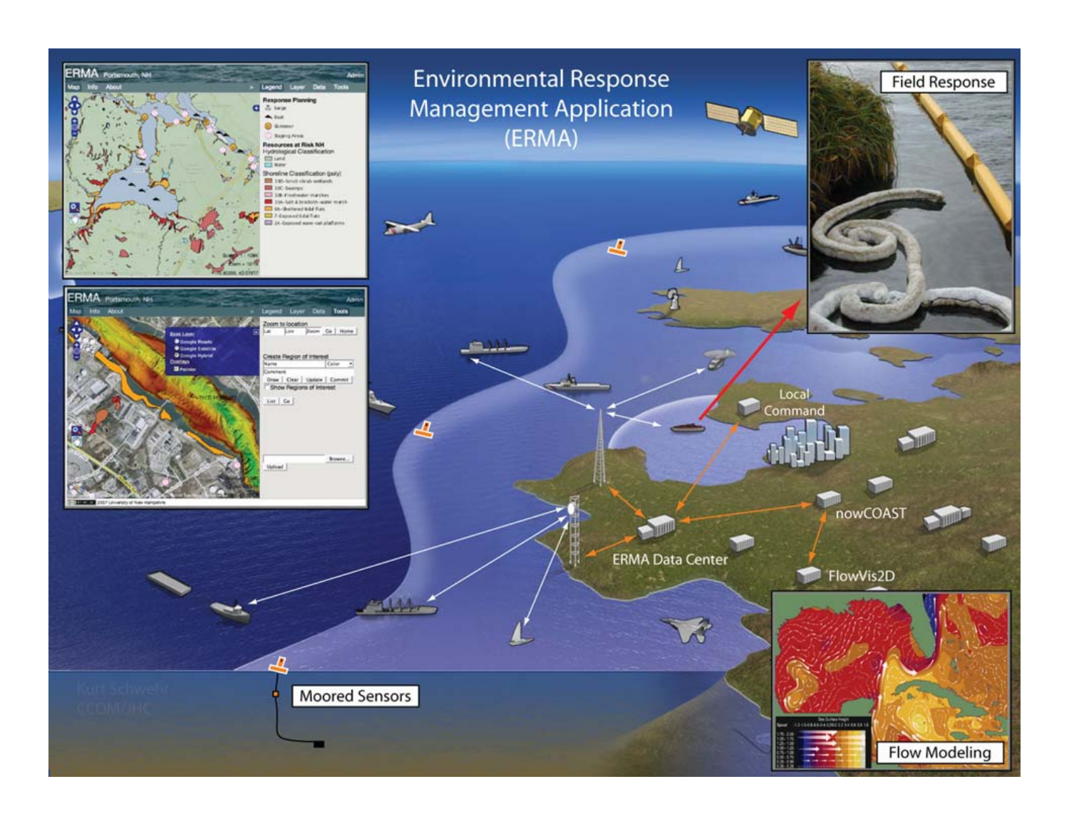# Environmental Response Management Application (ERMA)

Field Response

Local Command

nowCOAST

ERMA Data Center

FlowVis2D

Moored Sensors

Flow Modeling

Kurt Schwehr
CCOM/JHC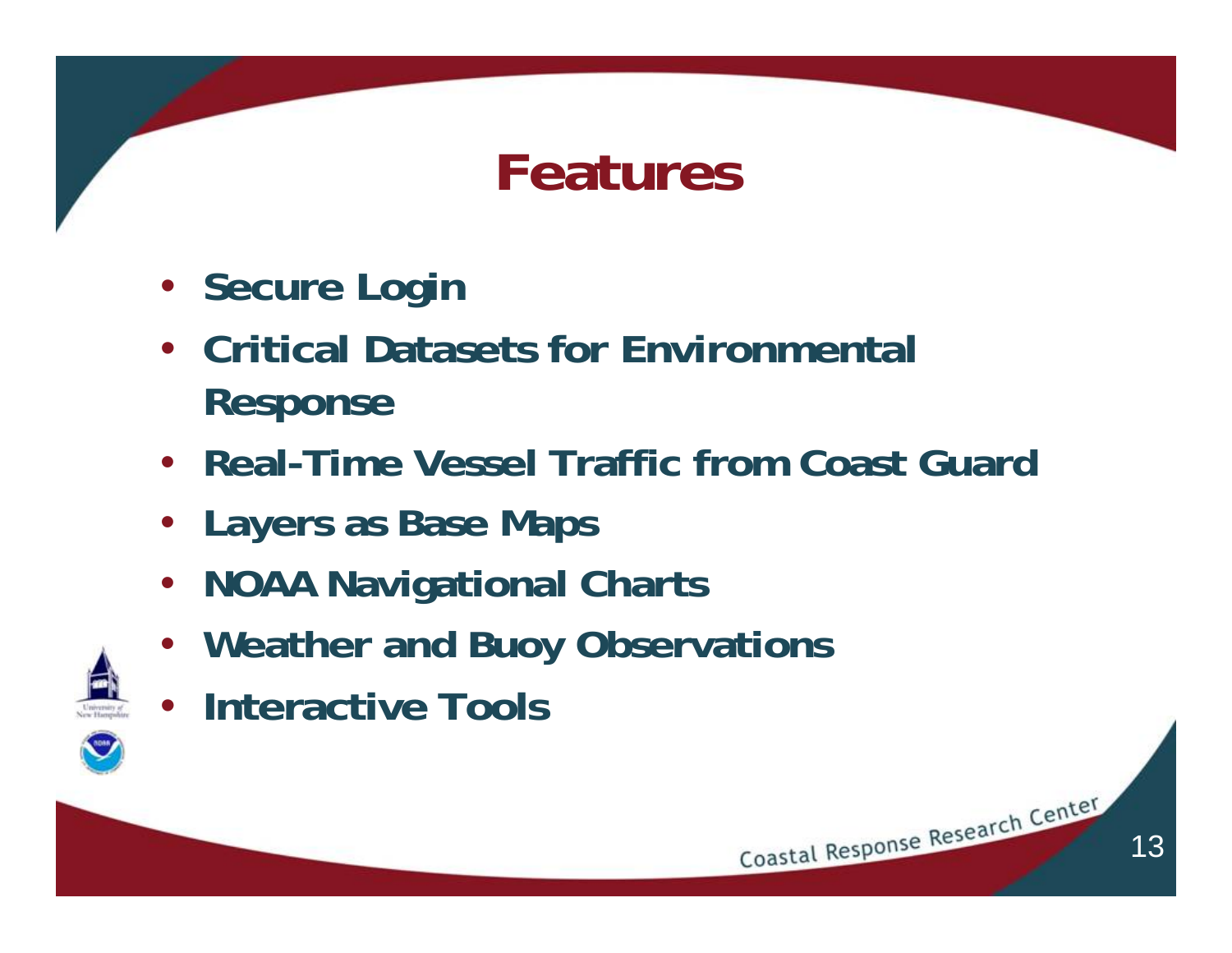# Features

- Secure Login
- Critical Datasets for Environmental Response
- Real-Time Vessel Traffic from Coast Guard
- Layers as Base Maps
- NOAA Navigational Charts
- Weather and Buoy Observations
- Interactive Tools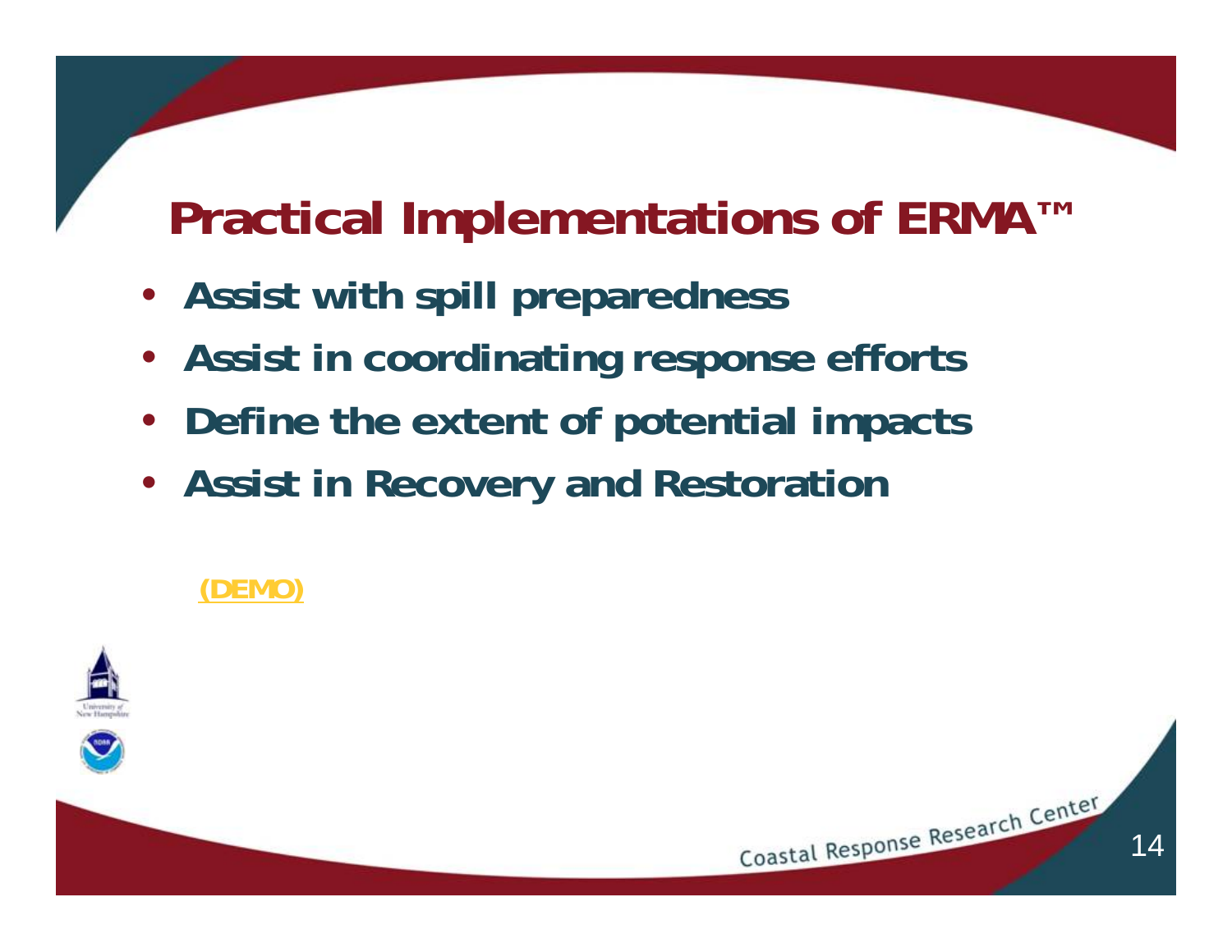# Practical Implementations of ERMA™

- Assist with spill preparedness
- Assist in coordinating response efforts
- Define the extent of potential impacts
- Assist in Recovery and Restoration

(DEMO)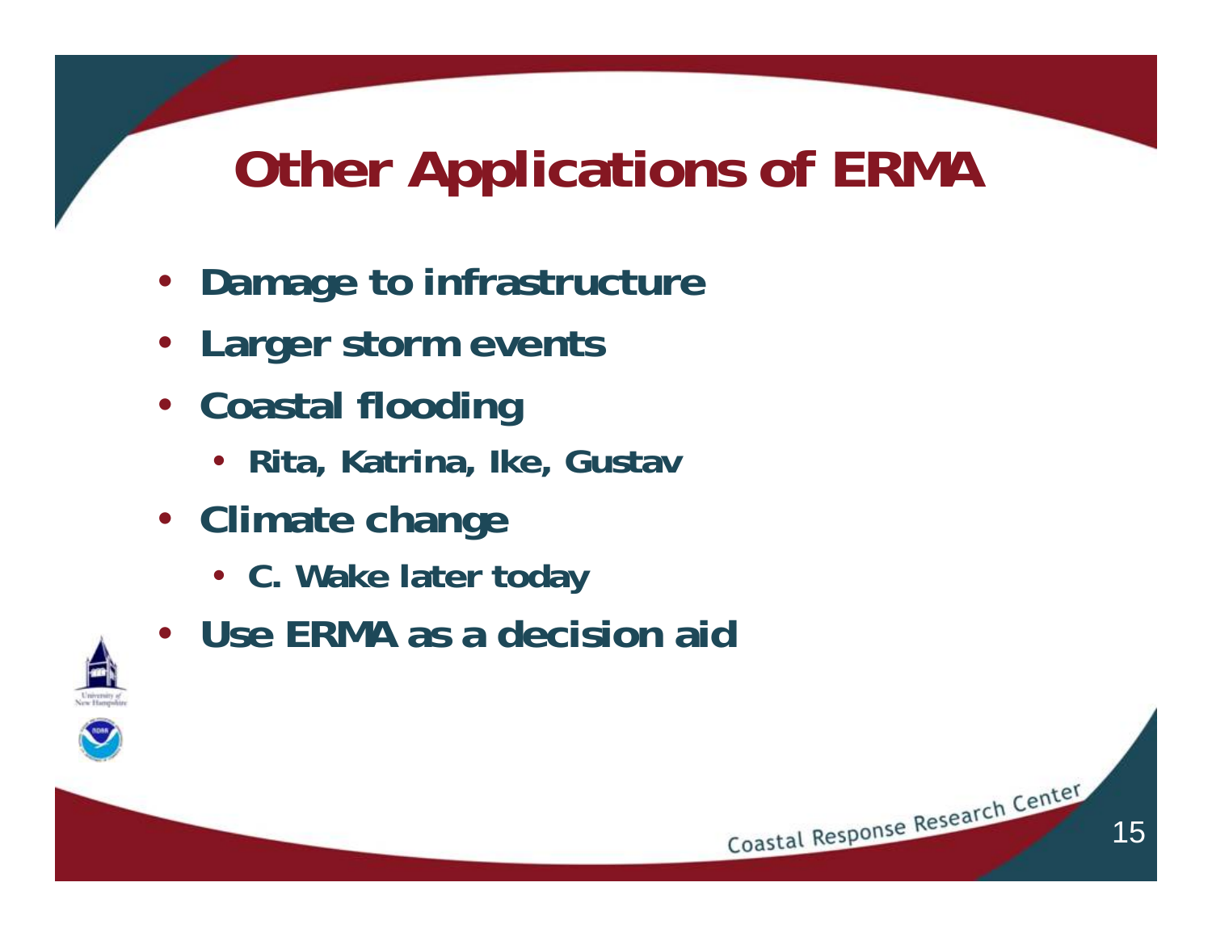# Other Applications of ERMA

- **Damage to infrastructure**
- **Larger storm events**
- **Coastal flooding**
  - **Rita, Katrina, Ike, Gustav**
- **Climate change**
  - **C. Wake later today**
- **Use ERMA as a decision aid**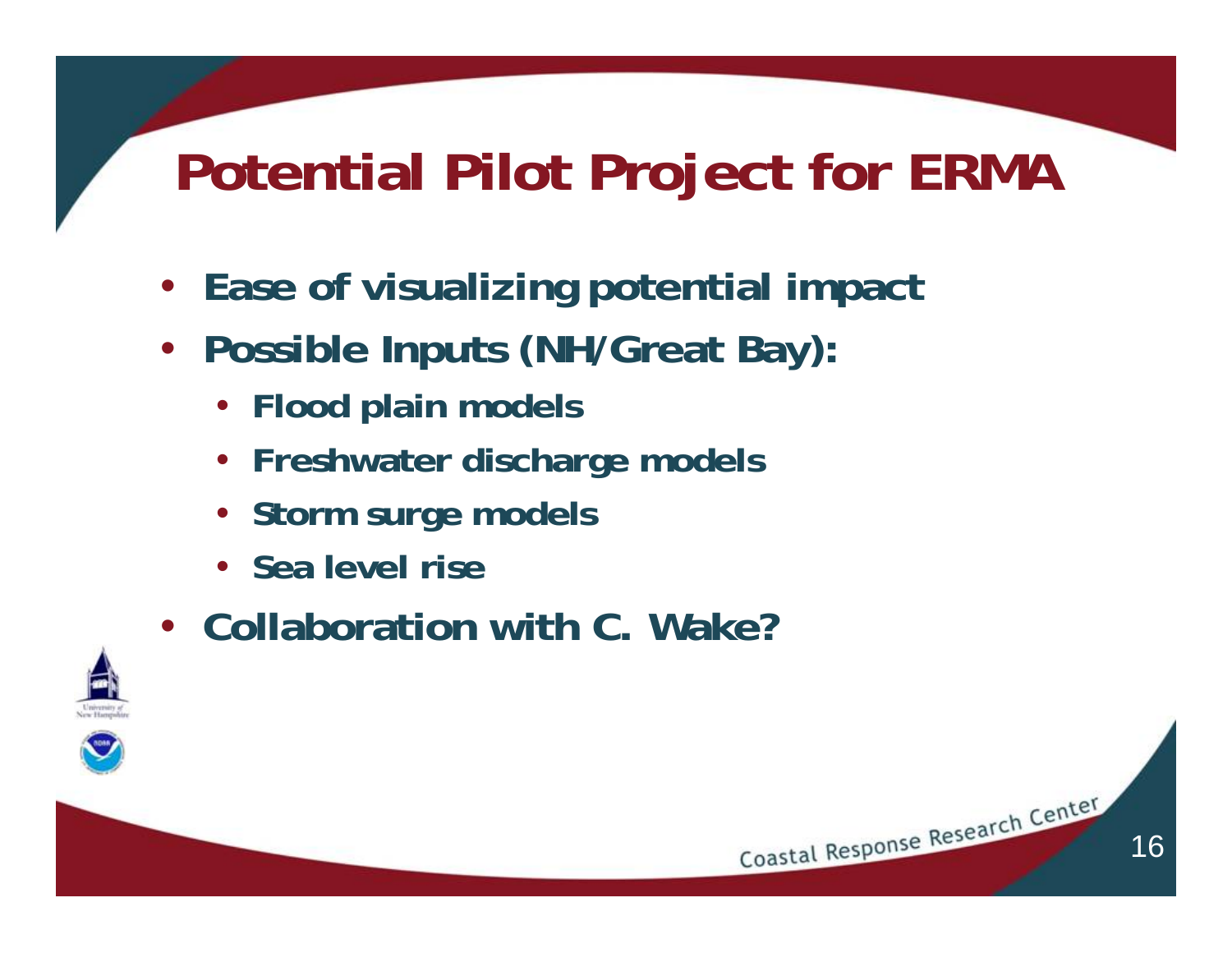# Potential Pilot Project for ERMA

- Ease of visualizing potential impact
- Possible Inputs (NH/Great Bay):
  - Flood plain models
  - Freshwater discharge models
  - Storm surge models
  - Sea level rise
- Collaboration with C. Wake?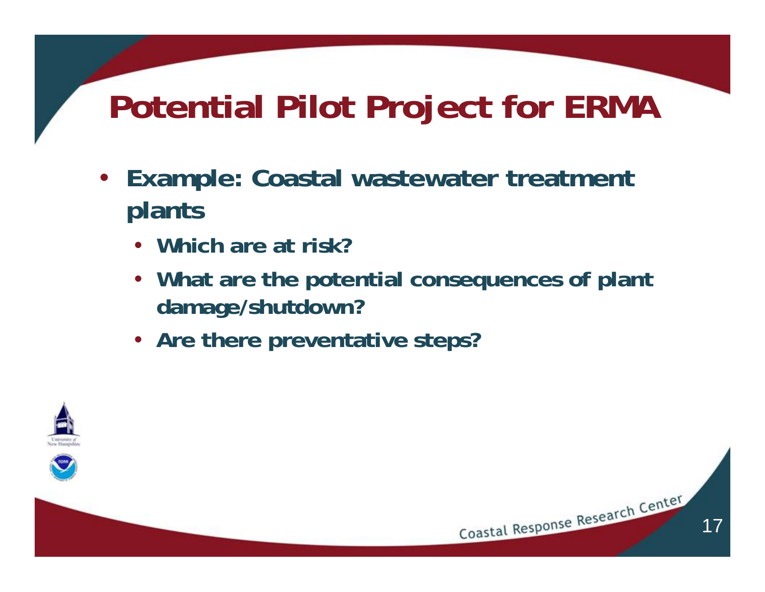# Potential Pilot Project for ERMA

- **Example: Coastal wastewater treatment plants**
  - **Which are at risk?**
  - **What are the potential consequences of plant damage/shutdown?**
  - **Are there preventative steps?**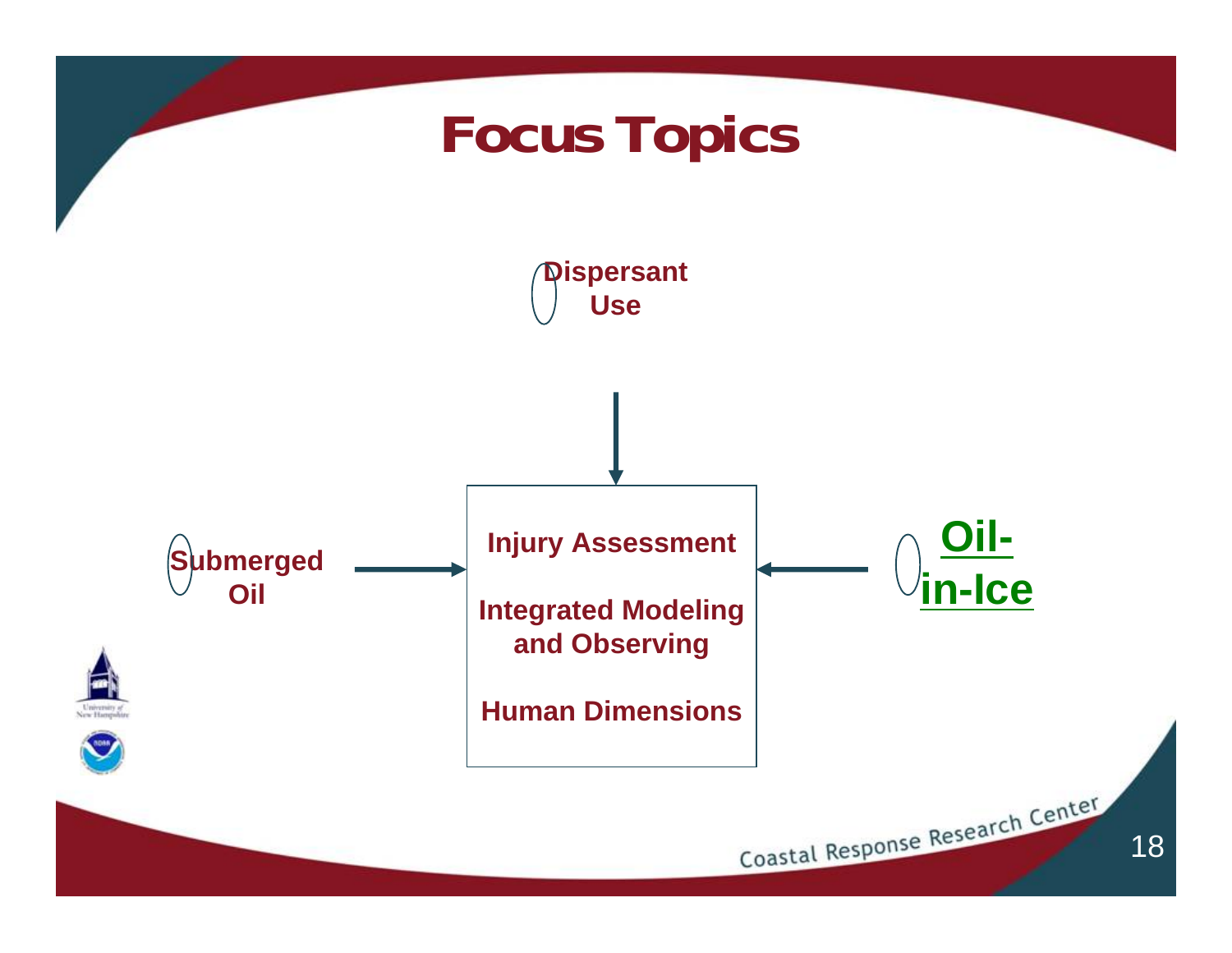# Focus Topics

**Dispersant Use**

**Submerged Oil**

**Oil-in-Ice**

**Injury Assessment**

**Integrated Modeling and Observing**

**Human Dimensions**

Coastal Response Research Center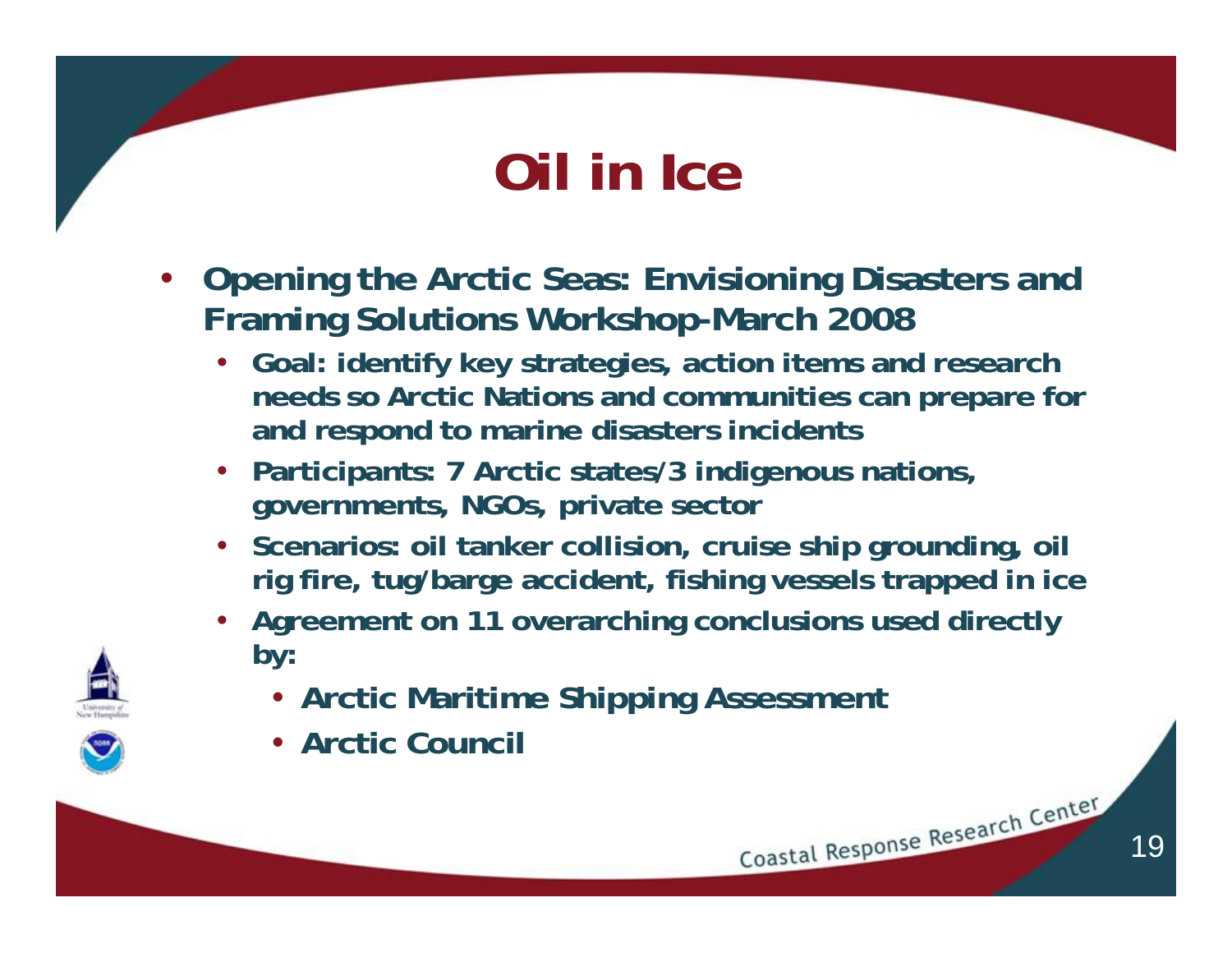# Oil in Ice

- **Opening the Arctic Seas: Envisioning Disasters and Framing Solutions Workshop-March 2008**
  - **Goal: identify key strategies, action items and research needs so Arctic Nations and communities can prepare for and respond to marine disasters incidents**
  - **Participants: 7 Arctic states/3 indigenous nations, governments, NGOs, private sector**
  - **Scenarios: oil tanker collision, cruise ship grounding, oil rig fire, tug/barge accident, fishing vessels trapped in ice**
  - **Agreement on 11 overarching conclusions used directly by:**
    - **Arctic Maritime Shipping Assessment**
    - **Arctic Council**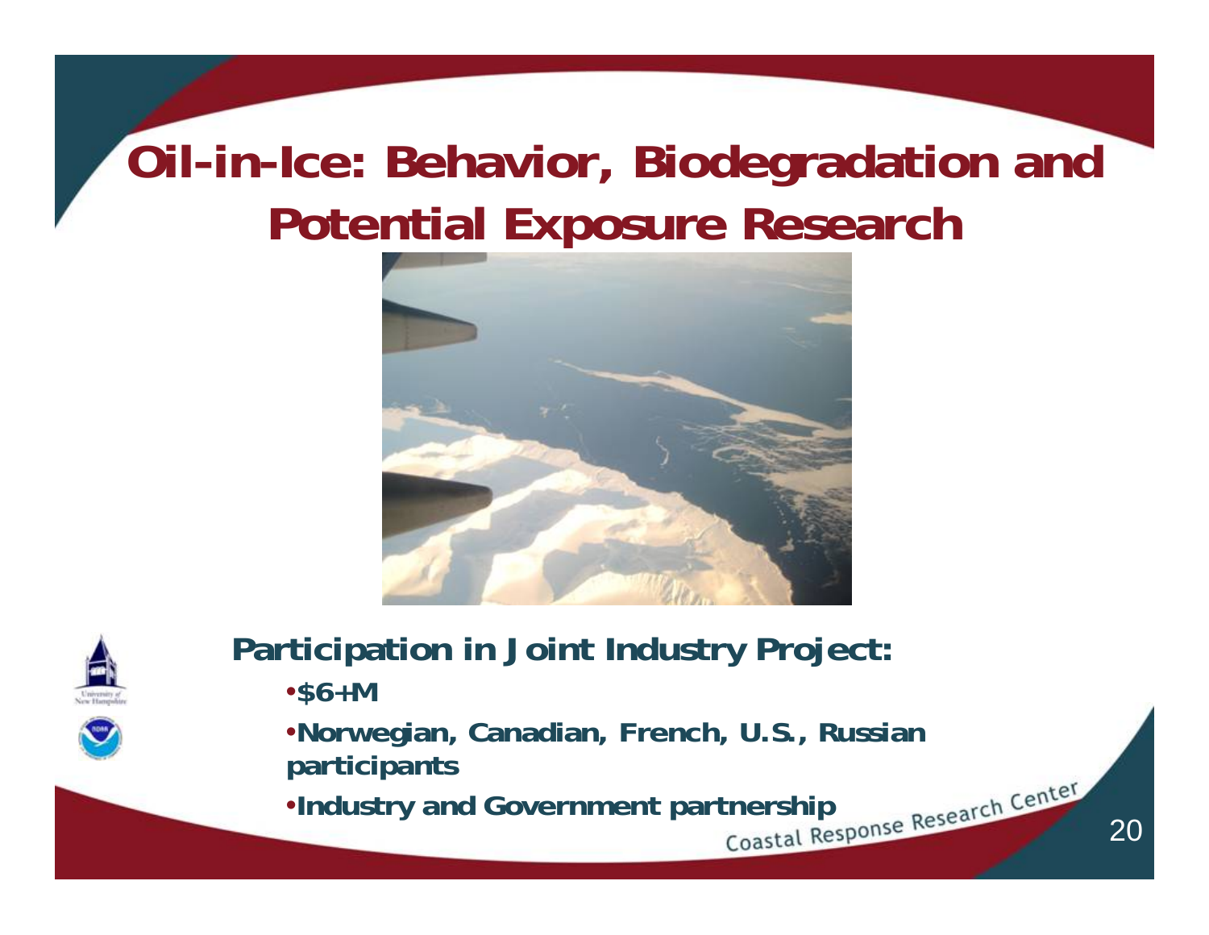# Oil-in-Ice: Behavior, Biodegradation and Potential Exposure Research

**Participation in Joint Industry Project:**

- $6+M
- Norwegian, Canadian, French, U.S., Russian participants
- Industry and Government partnership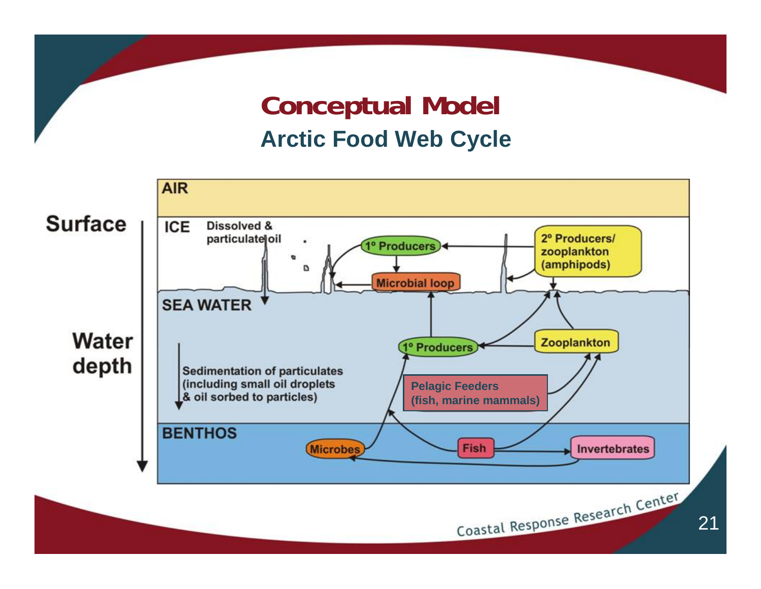# Conceptual Model

## Arctic Food Web Cycle

Surface

Water depth

AIR

ICE

Dissolved & particulate oil

1° Producers

Microbial loop

2° Producers/ zooplankton (amphipods)

SEA WATER

Sedimentation of particulates (including small oil droplets & oil sorbed to particles)

1° Producers

Zooplankton

Pelagic Feeders (fish, marine mammals)

BENTHOS

Microbes

Fish

Invertebrates

Coastal Response Research Center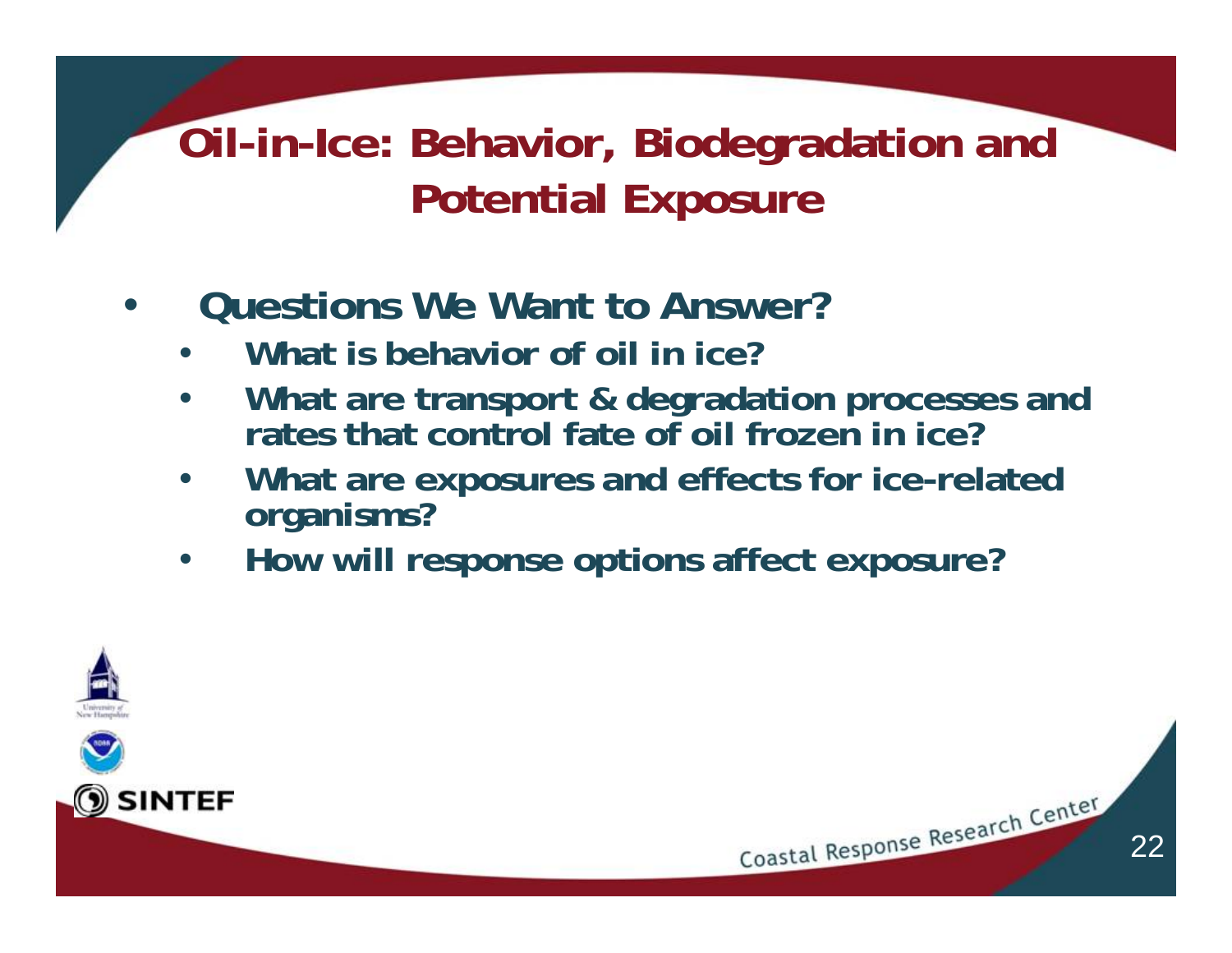# Oil-in-Ice: Behavior, Biodegradation and Potential Exposure

- **Questions We Want to Answer?**
  - **What is behavior of oil in ice?**
  - **What are transport & degradation processes and rates that control fate of oil frozen in ice?**
  - **What are exposures and effects for ice-related organisms?**
  - **How will response options affect exposure?**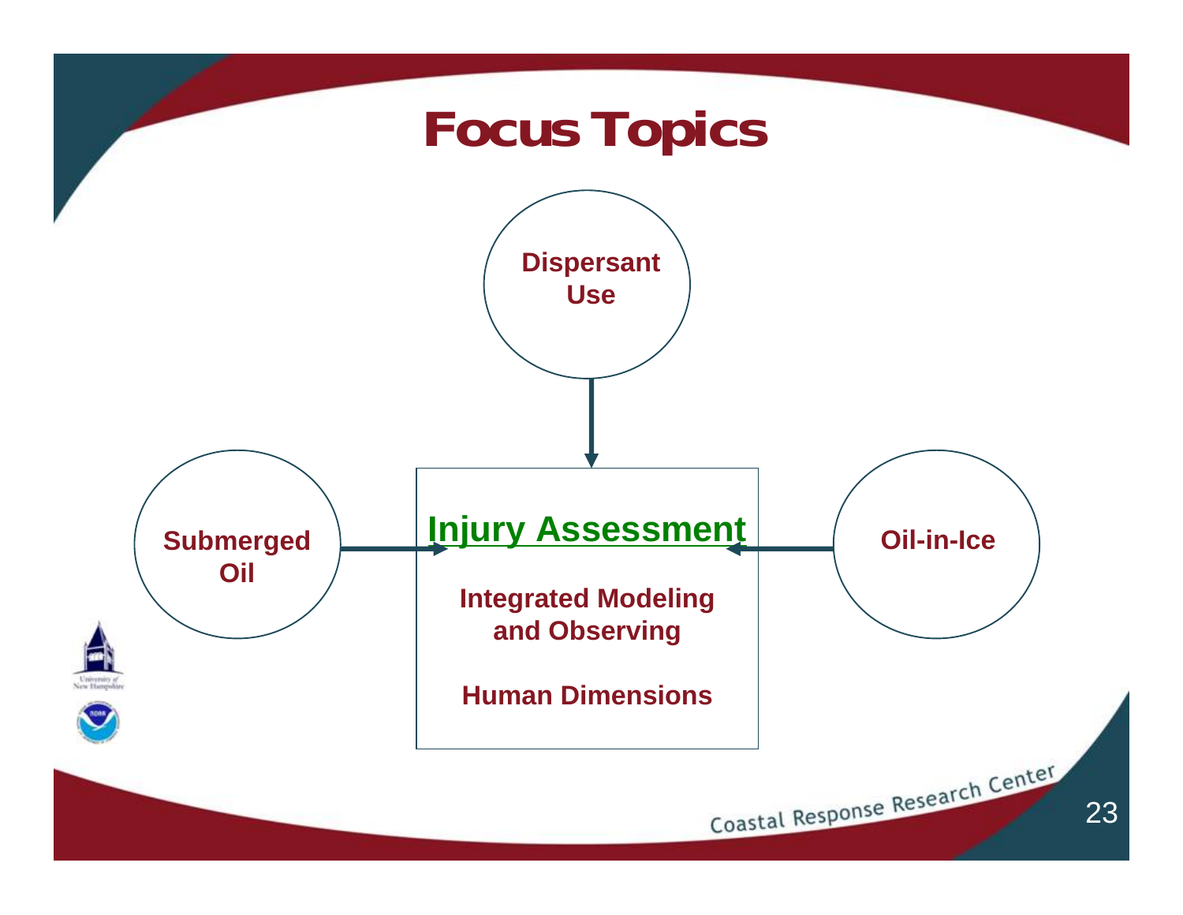# Focus Topics

Dispersant Use

Submerged Oil

Oil-in-Ice

**Injury Assessment**

**Integrated Modeling and Observing**

**Human Dimensions**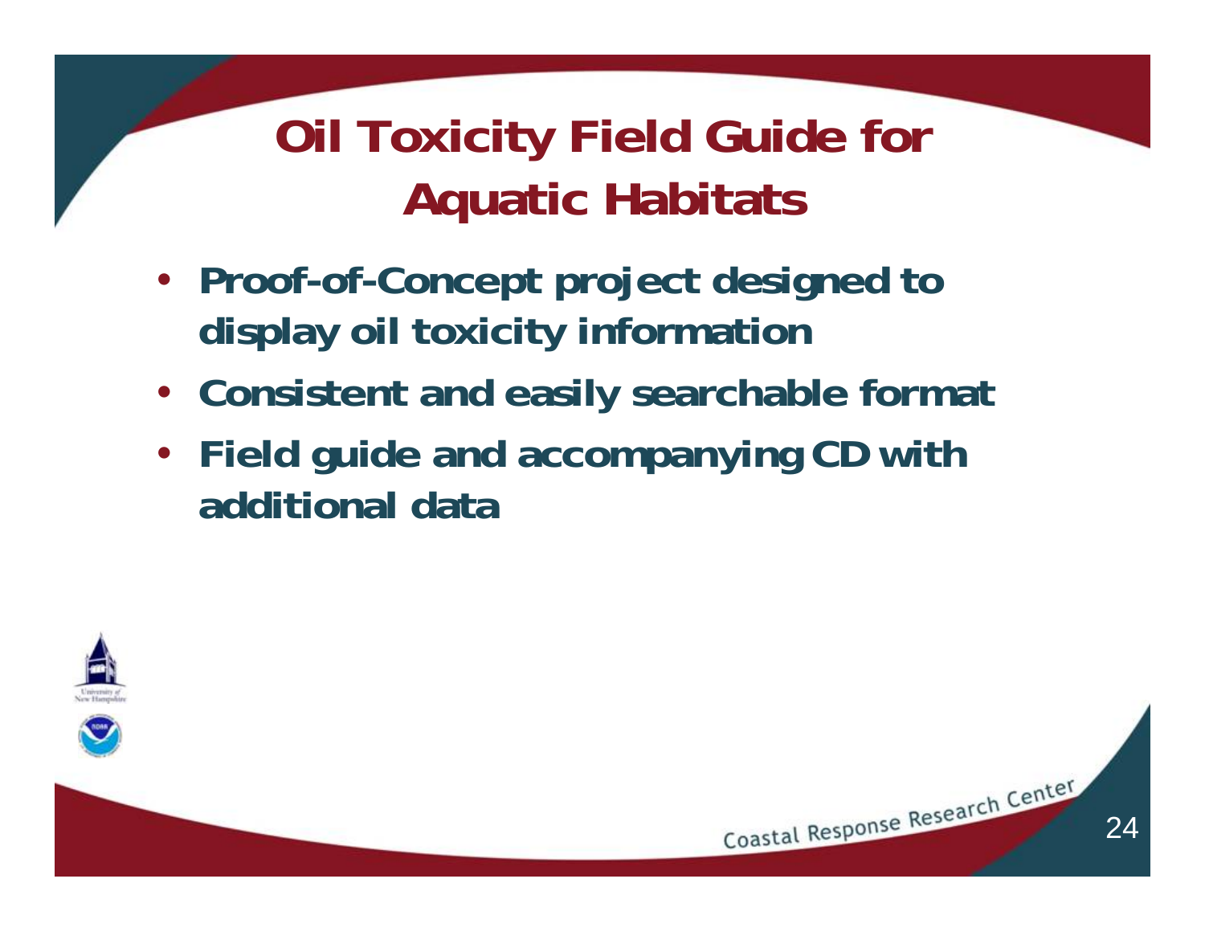# Oil Toxicity Field Guide for Aquatic Habitats

- Proof-of-Concept project designed to display oil toxicity information
- Consistent and easily searchable format
- Field guide and accompanying CD with additional data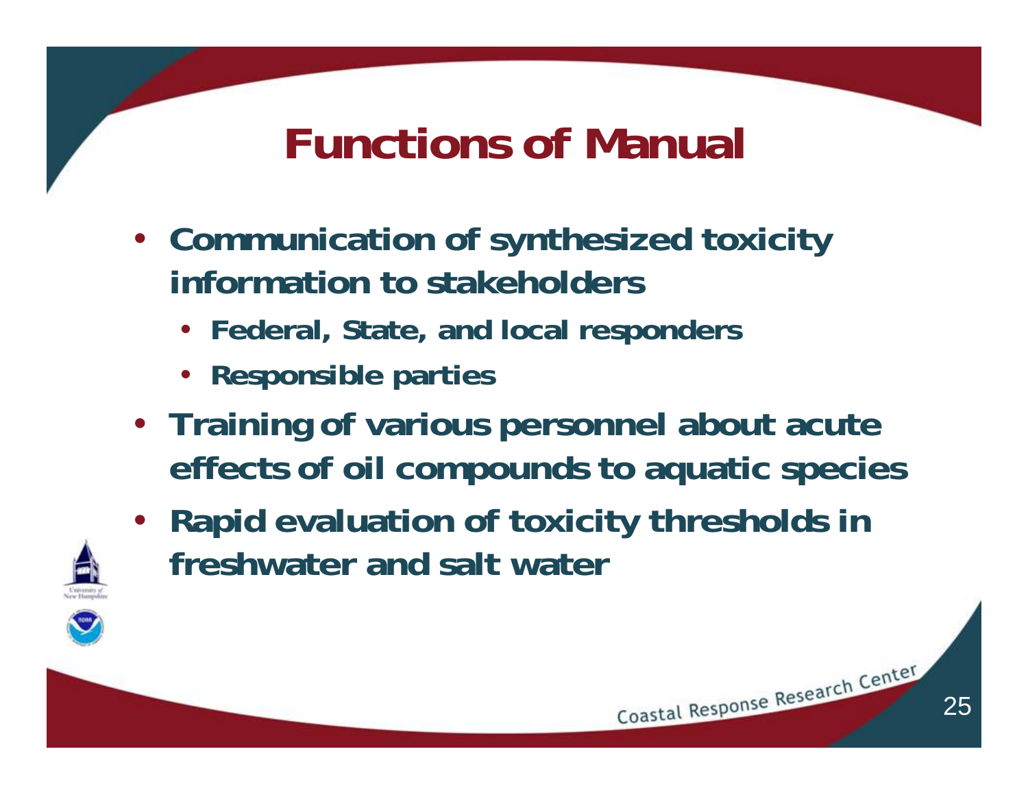# Functions of Manual

- Communication of synthesized toxicity information to stakeholders
  - Federal, State, and local responders
  - Responsible parties
- Training of various personnel about acute effects of oil compounds to aquatic species
- Rapid evaluation of toxicity thresholds in freshwater and salt water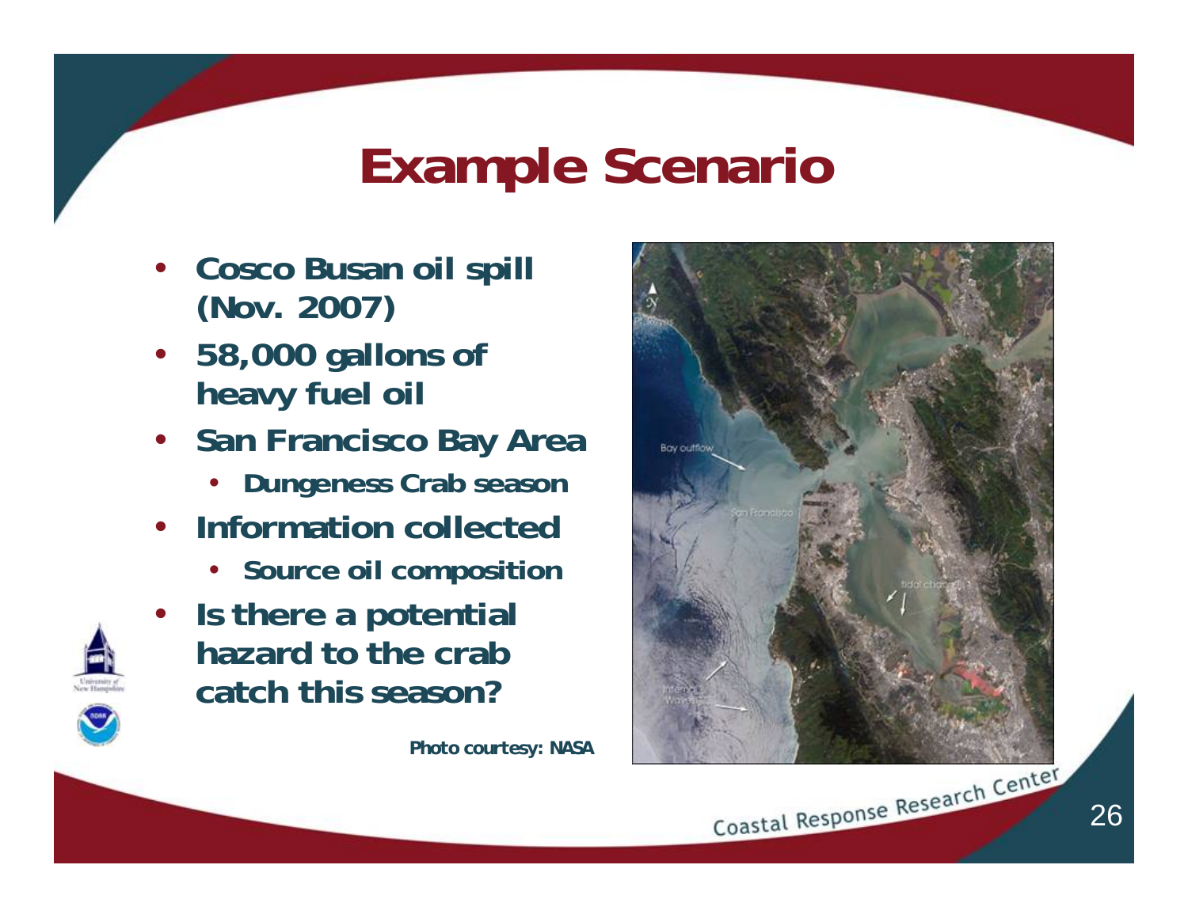# Example Scenario

- Cosco Busan oil spill (Nov. 2007)
- 58,000 gallons of heavy fuel oil
- San Francisco Bay Area
  - Dungeness Crab season
- Information collected
  - Source oil composition
- Is there a potential hazard to the crab catch this season?

Photo courtesy: NASA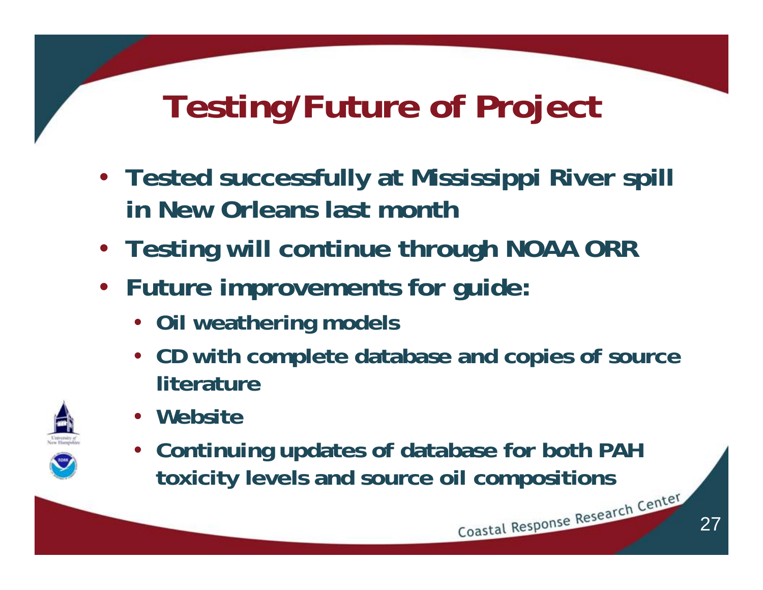# Testing/Future of Project

- Tested successfully at Mississippi River spill in New Orleans last month
- Testing will continue through NOAA ORR
- Future improvements for guide:
  - Oil weathering models
  - CD with complete database and copies of source literature
  - Website
  - Continuing updates of database for both PAH toxicity levels and source oil compositions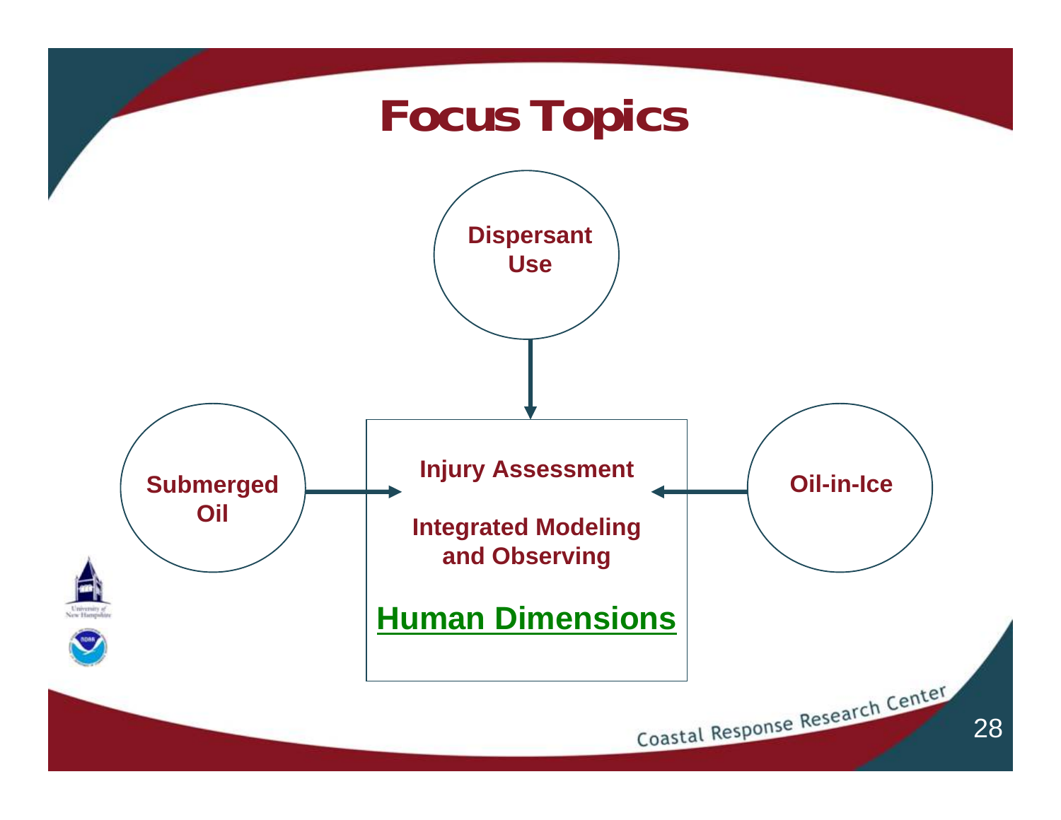# Focus Topics

Dispersant Use

Submerged Oil

Oil-in-Ice

Injury Assessment

Integrated Modeling and Observing

**Human Dimensions**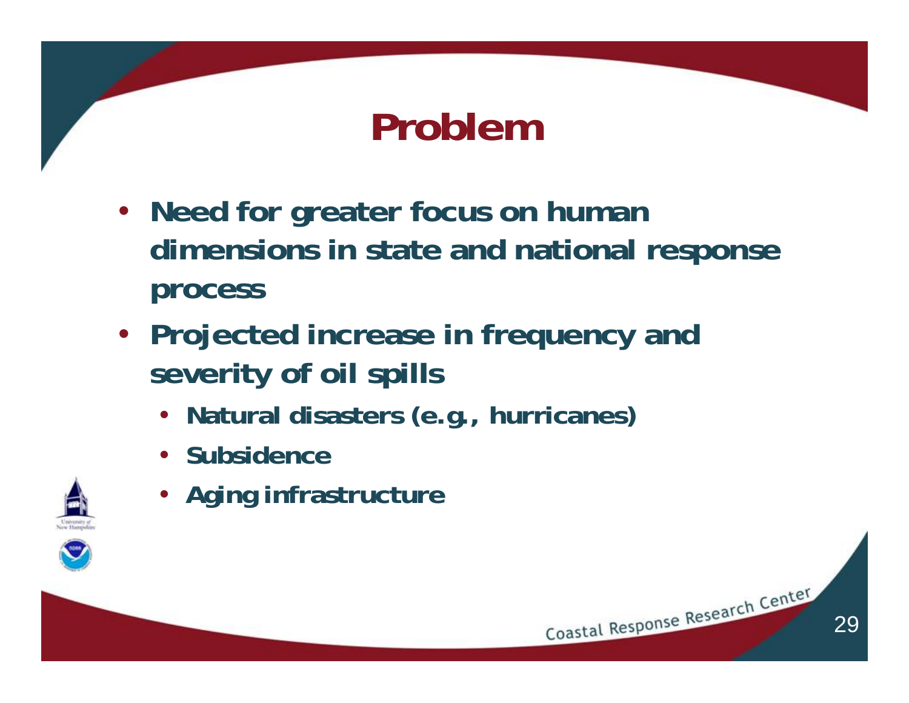# Problem

- Need for greater focus on human dimensions in state and national response process
- Projected increase in frequency and severity of oil spills
  - Natural disasters (e.g., hurricanes)
  - Subsidence
  - Aging infrastructure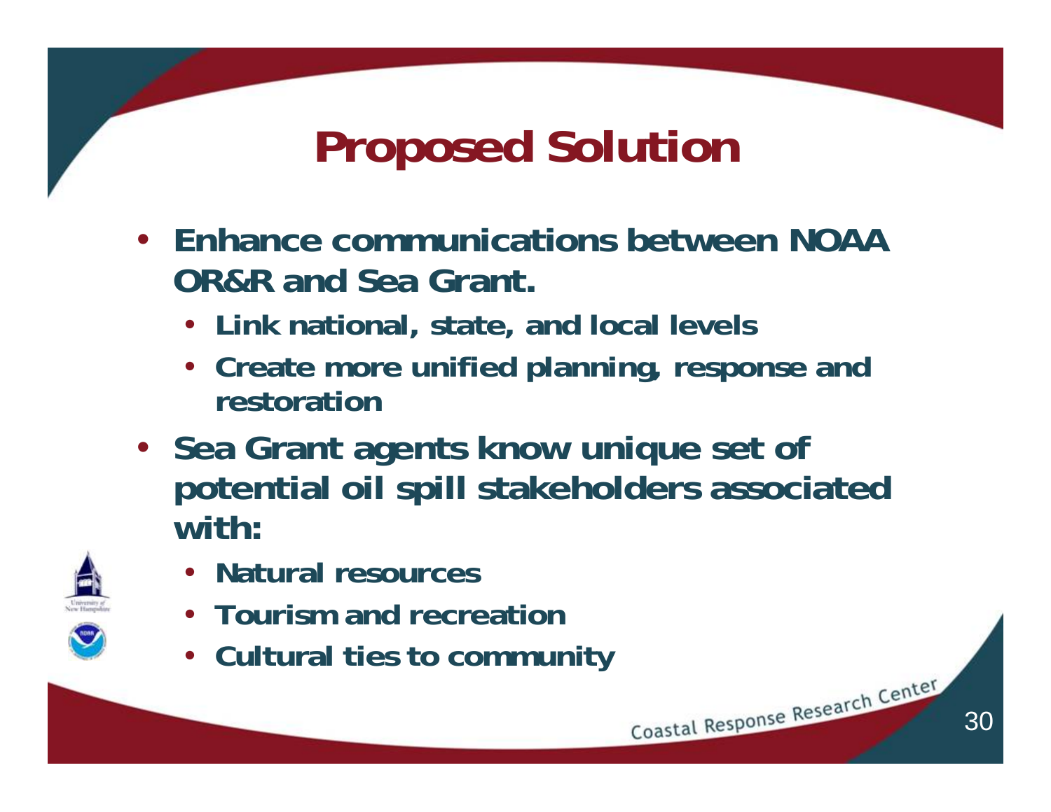# Proposed Solution

- Enhance communications between NOAA OR&R and Sea Grant.
  - Link national, state, and local levels
  - Create more unified planning, response and restoration
- Sea Grant agents know unique set of potential oil spill stakeholders associated with:
  - Natural resources
  - Tourism and recreation
  - Cultural ties to community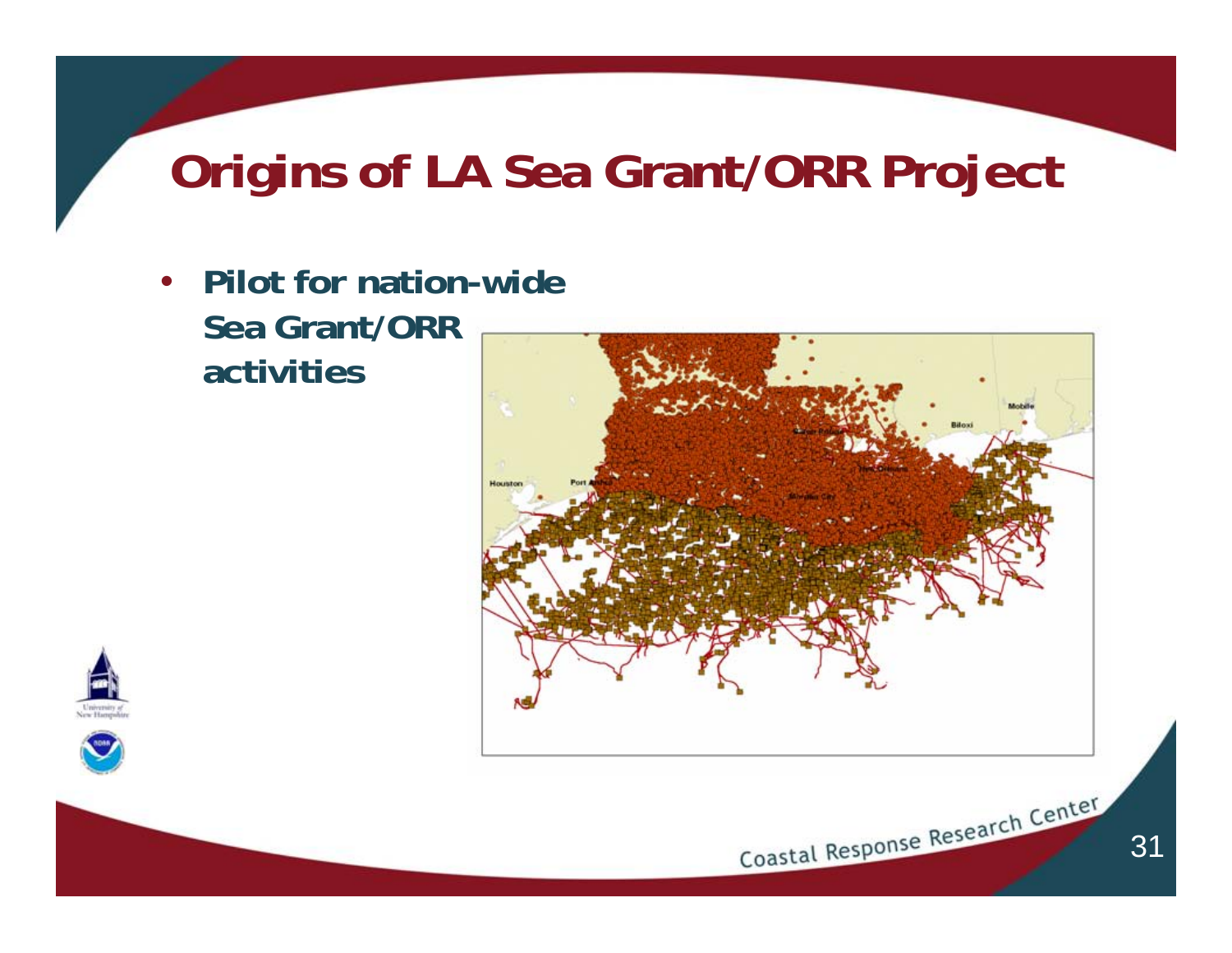# Origins of LA Sea Grant/ORR Project

- Pilot for nation-wide Sea Grant/ORR activities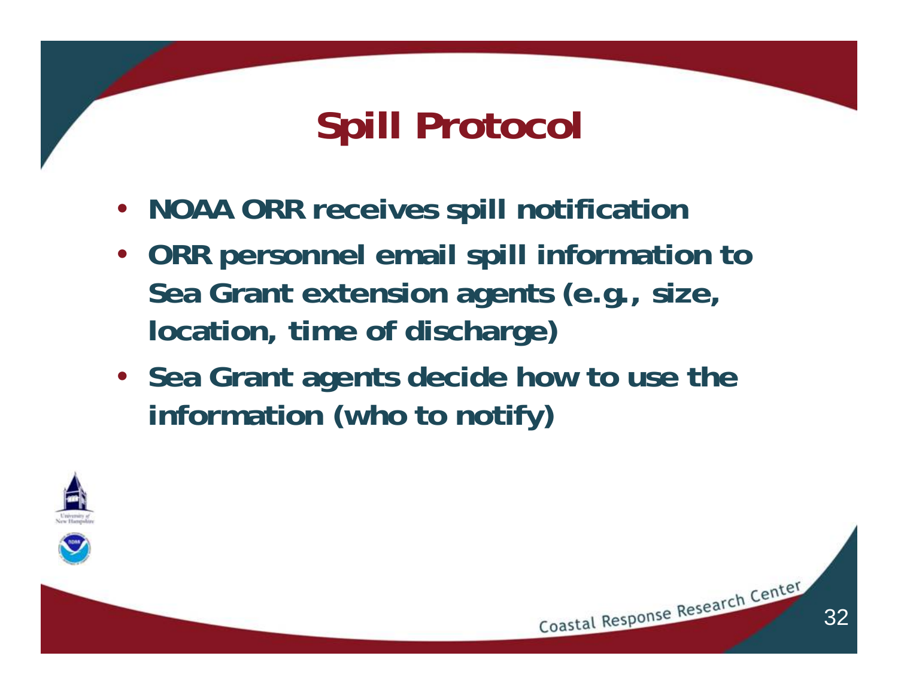# Spill Protocol

- NOAA ORR receives spill notification
- ORR personnel email spill information to Sea Grant extension agents (e.g., size, location, time of discharge)
- Sea Grant agents decide how to use the information (who to notify)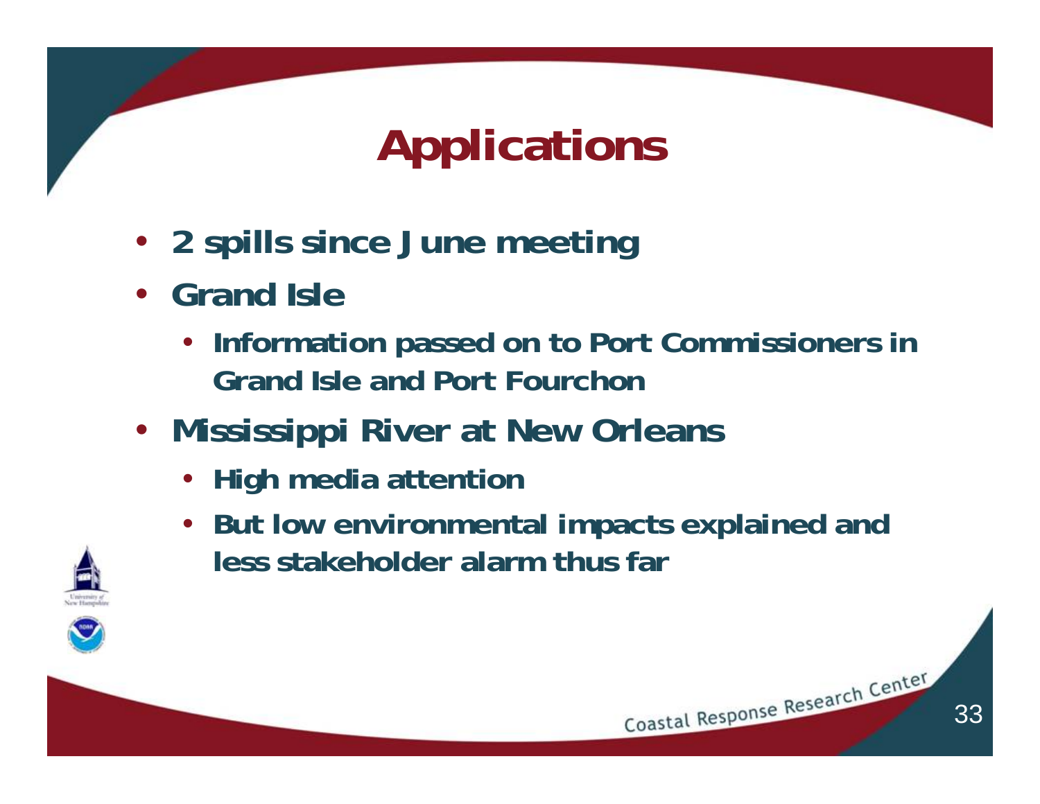# Applications

- 2 spills since June meeting
- Grand Isle
  - Information passed on to Port Commissioners in Grand Isle and Port Fourchon
- Mississippi River at New Orleans
  - High media attention
  - But low environmental impacts explained and less stakeholder alarm thus far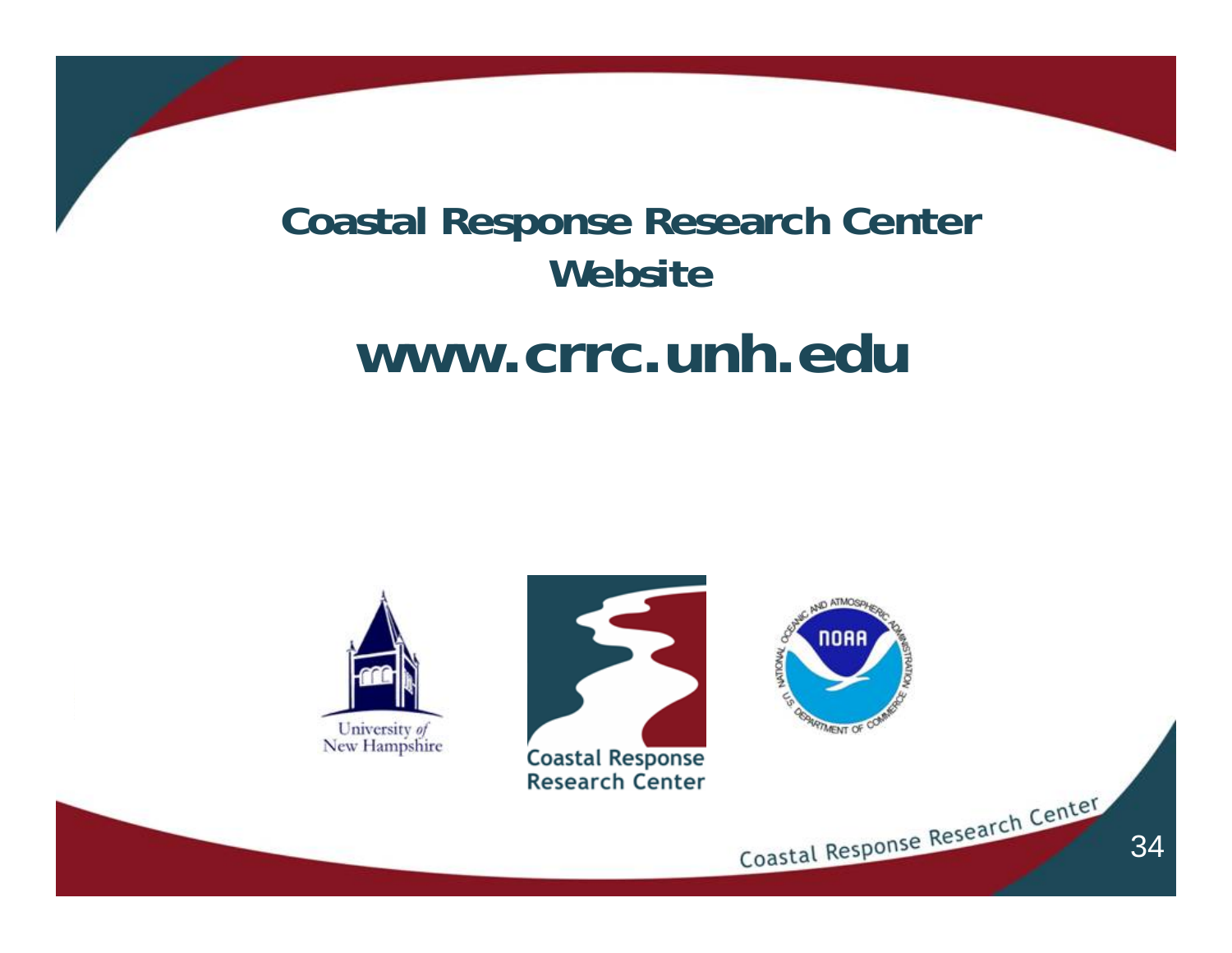# Coastal Response Research Center Website

## www.crrc.unh.edu